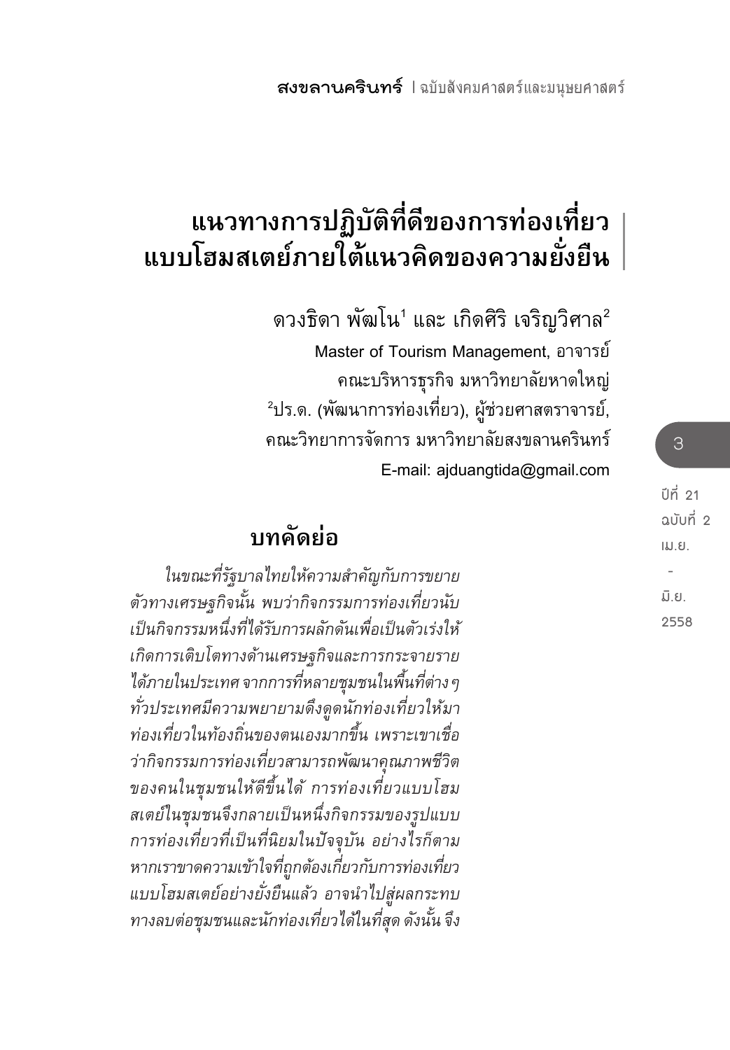# แนวทางการปฏิบัติที่ดีของการท่องเที่ยวแบบโฮมสเตย์ภายใต้แนวคิดของความยั่งยืน

ดวงธิดา พัฒโน[1] และ เกิดศิริ เจริญวิศาล[2]

Master of Tourism Management, อาจารย์

คณะบริหารธุรกิจ มหาวิทยาลัยหาดใหญ่

[2]ปร.ด. (พัฒนาการท่องเที่ยว), ผู้ช่วยศาสตราจารย์,

คณะวิทยาการจัดการ มหาวิทยาลัยสงขลานครินทร์

E-mail: ajduangtida@gmail.com

## บทคัดย่อ

*ในขณะที่รัฐบาลไทยให้ความสำคัญกับการขยายตัวทางเศรษฐกิจนั้น พบว่ากิจกรรมการท่องเที่ยวนับเป็นกิจกรรมหนึ่งที่ได้รับการผลักดันเพื่อเป็นตัวเร่งให้เกิดการเติบโตทางด้านเศรษฐกิจและการกระจายรายได้ภายในประเทศ จากการที่หลายชุมชนในพื้นที่ต่าง ๆ ทั่วประเทศมีความพยายามดึงดูดนักท่องเที่ยวให้มาท่องเที่ยวในท้องถิ่นของตนเองมากขึ้น เพราะเขาเชื่อว่ากิจกรรมการท่องเที่ยวสามารถพัฒนาคุณภาพชีวิตของคนในชุมชนให้ดีขึ้นได้ การท่องเที่ยวแบบโฮมสเตย์ในชุมชนจึงกลายเป็นหนึ่งกิจกรรมของรูปแบบการท่องเที่ยวที่เป็นที่นิยมในปัจจุบัน อย่างไรก็ตาม หากเราขาดความเข้าใจที่ถูกต้องเกี่ยวกับการท่องเที่ยวแบบโฮมสเตย์อย่างยั่งยืนแล้ว อาจนำไปสู่ผลกระทบทางลบต่อชุมชนและนักท่องเที่ยวได้ในที่สุด ดังนั้น จึง*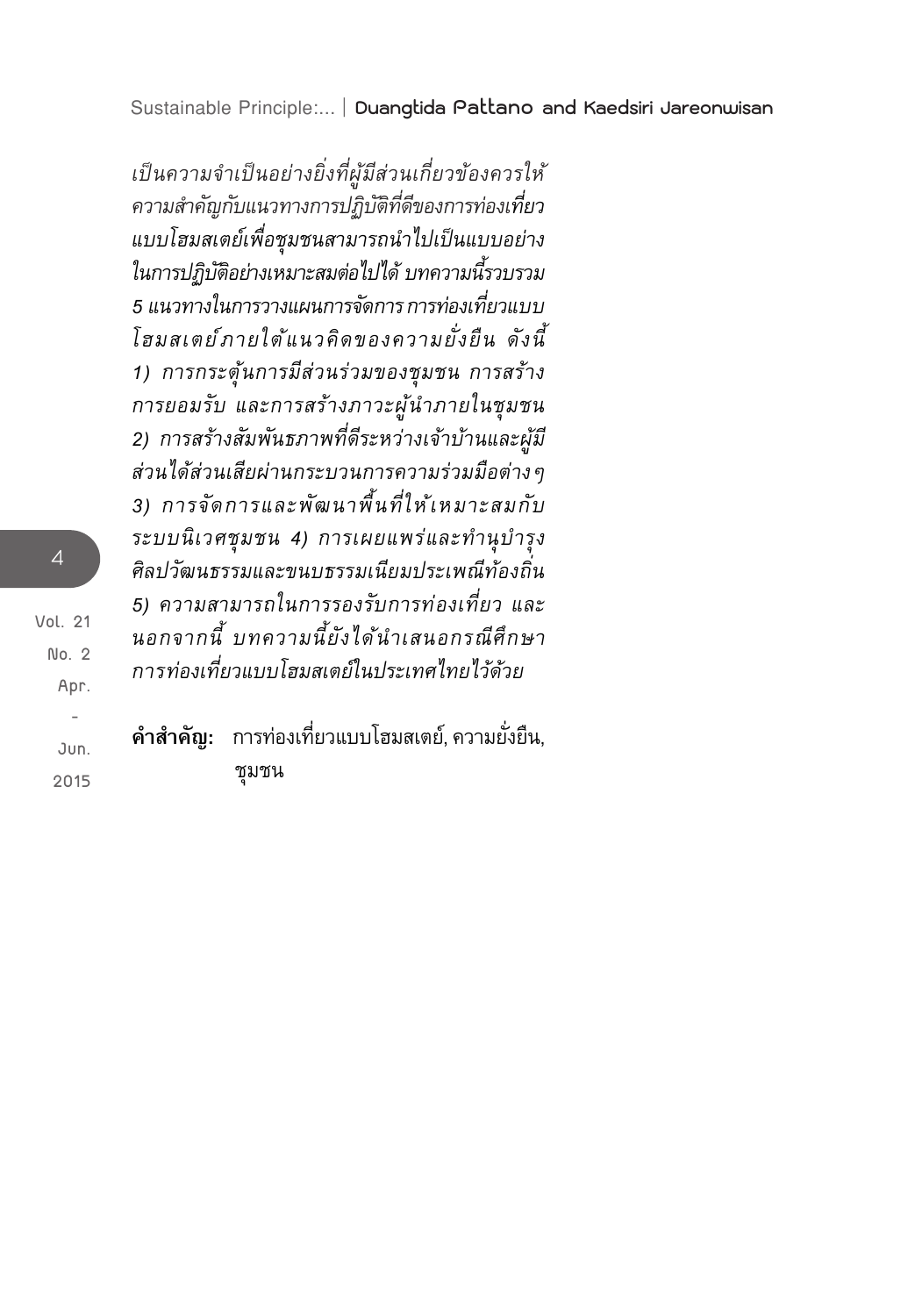*เป็นความจำเป็นอย่างยิ่งที่ผู้มีส่วนเกี่ยวข้องควรให้ความสำคัญกับแนวทางการปฏิบัติที่ดีของการท่องเที่ยวแบบโฮมสเตย์เพื่อชุมชนสามารถนำไปเป็นแบบอย่างในการปฏิบัติอย่างเหมาะสมต่อไปได้ บทความนี้รวบรวม 5 แนวทางในการวางแผนการจัดการ การท่องเที่ยวแบบโฮมสเตย์ภายใต้แนวคิดของความยั่งยืน ดังนี้ 1) การกระตุ้นการมีส่วนร่วมของชุมชน การสร้างการยอมรับ และการสร้างภาวะผู้นำภายในชุมชน 2) การสร้างสัมพันธภาพที่ดีระหว่างเจ้าบ้านและผู้มีส่วนได้ส่วนเสียผ่านกระบวนการความร่วมมือต่างๆ 3) การจัดการและพัฒนาพื้นที่ให้เหมาะสมกับระบบนิเวศชุมชน 4) การเผยแพร่และทำนุบำรุงศิลปวัฒนธรรมและขนบธรรมเนียมประเพณีท้องถิ่น 5) ความสามารถในการรองรับการท่องเที่ยว และนอกจากนี้ บทความนี้ยังได้นำเสนอกรณีศึกษาการท่องเที่ยวแบบโฮมสเตย์ในประเทศไทยไว้ด้วย*

**คำสำคัญ:** การท่องเที่ยวแบบโฮมสเตย์, ความยั่งยืน, ชุมชน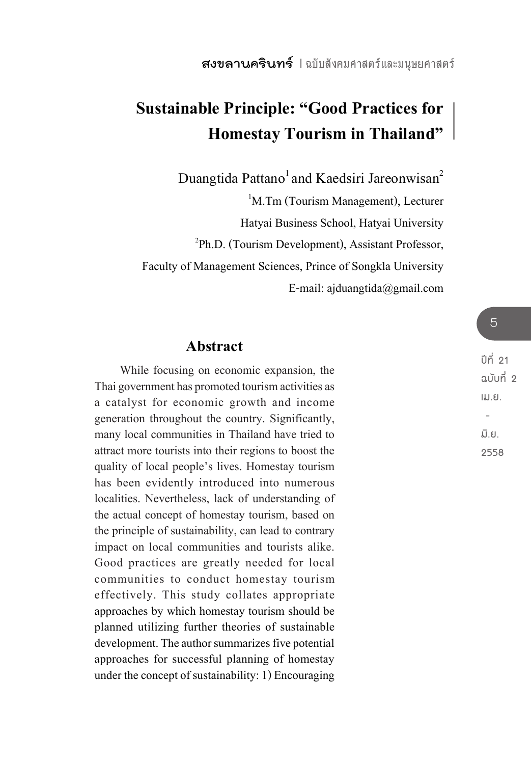# Sustainable Principle: "Good Practices for Homestay Tourism in Thailand"

Duangtida Pattano[1] and Kaedsiri Jareonwisan[2]

[1]M.Tm (Tourism Management), Lecturer

Hatyai Business School, Hatyai University

[2]Ph.D. (Tourism Development), Assistant Professor,

Faculty of Management Sciences, Prince of Songkla University

E-mail: ajduangtida@gmail.com

## Abstract

While focusing on economic expansion, the Thai government has promoted tourism activities as a catalyst for economic growth and income generation throughout the country. Significantly, many local communities in Thailand have tried to attract more tourists into their regions to boost the quality of local people's lives. Homestay tourism has been evidently introduced into numerous localities. Nevertheless, lack of understanding of the actual concept of homestay tourism, based on the principle of sustainability, can lead to contrary impact on local communities and tourists alike. Good practices are greatly needed for local communities to conduct homestay tourism effectively. This study collates appropriate approaches by which homestay tourism should be planned utilizing further theories of sustainable development. The author summarizes five potential approaches for successful planning of homestay under the concept of sustainability: 1) Encouraging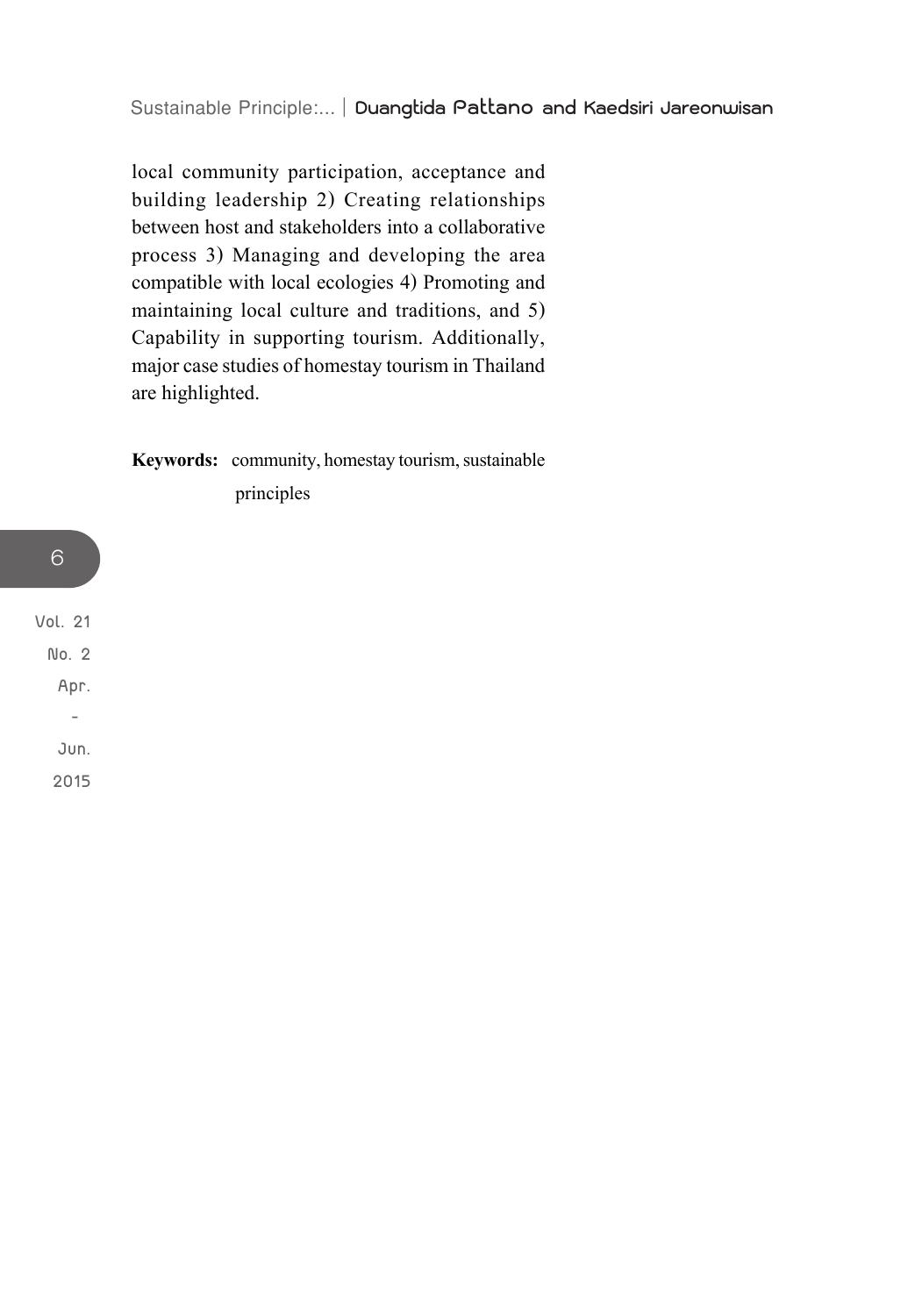local community participation, acceptance and building leadership 2) Creating relationships between host and stakeholders into a collaborative process 3) Managing and developing the area compatible with local ecologies 4) Promoting and maintaining local culture and traditions, and 5) Capability in supporting tourism. Additionally, major case studies of homestay tourism in Thailand are highlighted.

**Keywords:** community, homestay tourism, sustainable principles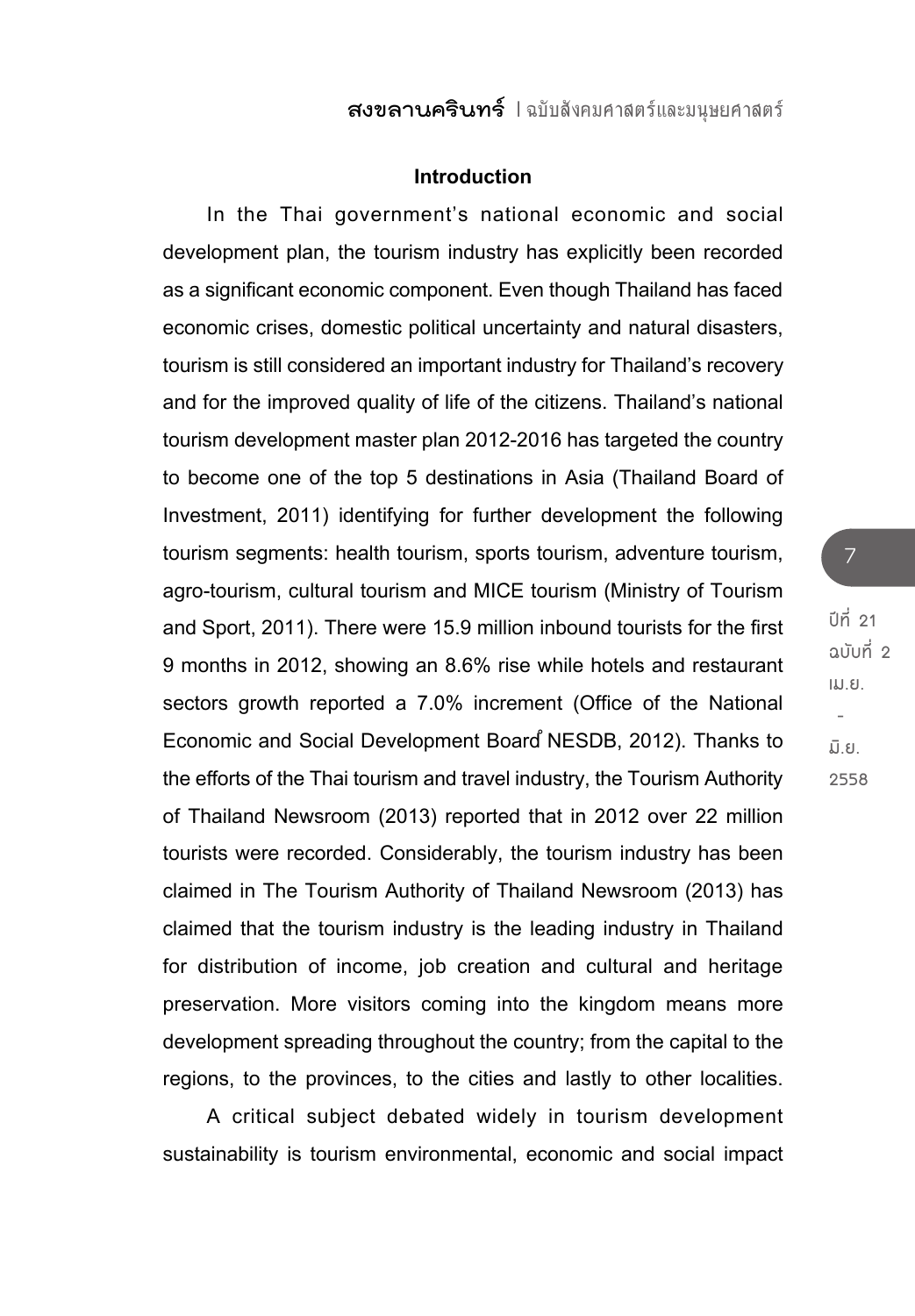## Introduction

In the Thai government's national economic and social development plan, the tourism industry has explicitly been recorded as a significant economic component. Even though Thailand has faced economic crises, domestic political uncertainty and natural disasters, tourism is still considered an important industry for Thailand's recovery and for the improved quality of life of the citizens. Thailand's national tourism development master plan 2012-2016 has targeted the country to become one of the top 5 destinations in Asia (Thailand Board of Investment, 2011) identifying for further development the following tourism segments: health tourism, sports tourism, adventure tourism, agro-tourism, cultural tourism and MICE tourism (Ministry of Tourism and Sport, 2011). There were 15.9 million inbound tourists for the first 9 months in 2012, showing an 8.6% rise while hotels and restaurant sectors growth reported a 7.0% increment (Office of the National Economic and Social Development Board NESDB, 2012). Thanks to the efforts of the Thai tourism and travel industry, the Tourism Authority of Thailand Newsroom (2013) reported that in 2012 over 22 million tourists were recorded. Considerably, the tourism industry has been claimed in The Tourism Authority of Thailand Newsroom (2013) has claimed that the tourism industry is the leading industry in Thailand for distribution of income, job creation and cultural and heritage preservation. More visitors coming into the kingdom means more development spreading throughout the country; from the capital to the regions, to the provinces, to the cities and lastly to other localities.

A critical subject debated widely in tourism development sustainability is tourism environmental, economic and social impact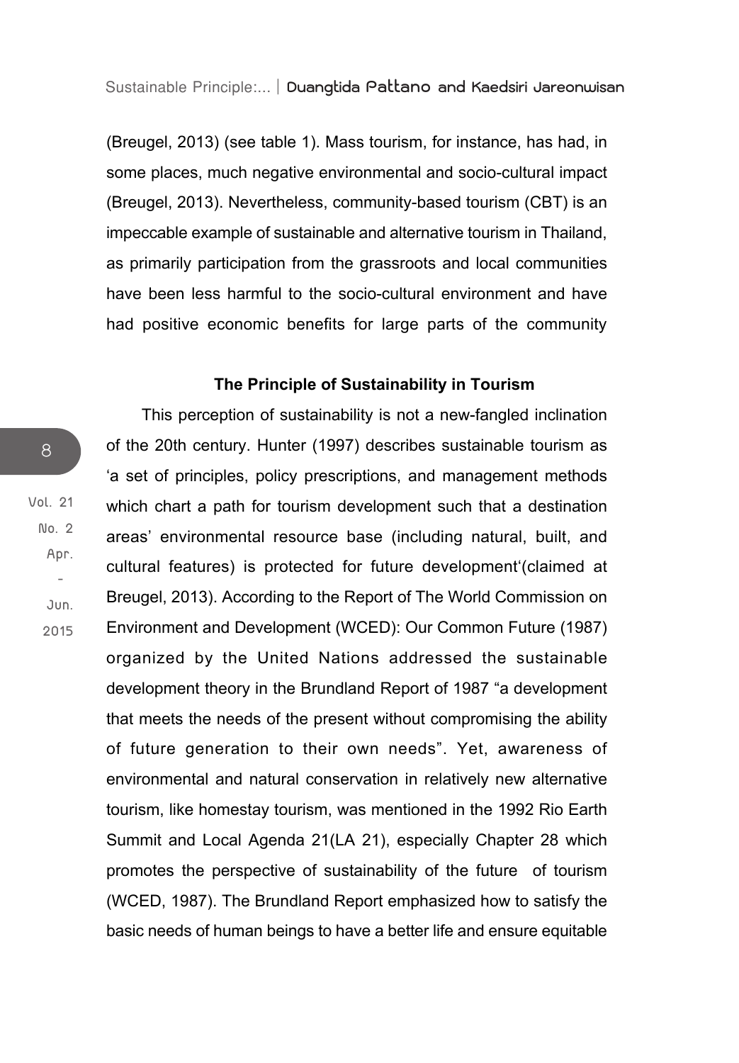(Breugel, 2013) (see table 1). Mass tourism, for instance, has had, in some places, much negative environmental and socio-cultural impact (Breugel, 2013). Nevertheless, community-based tourism (CBT) is an impeccable example of sustainable and alternative tourism in Thailand, as primarily participation from the grassroots and local communities have been less harmful to the socio-cultural environment and have had positive economic benefits for large parts of the community

### The Principle of Sustainability in Tourism

This perception of sustainability is not a new-fangled inclination of the 20th century. Hunter (1997) describes sustainable tourism as 'a set of principles, policy prescriptions, and management methods which chart a path for tourism development such that a destination areas' environmental resource base (including natural, built, and cultural features) is protected for future development'(claimed at Breugel, 2013). According to the Report of The World Commission on Environment and Development (WCED): Our Common Future (1987) organized by the United Nations addressed the sustainable development theory in the Brundland Report of 1987 "a development that meets the needs of the present without compromising the ability of future generation to their own needs". Yet, awareness of environmental and natural conservation in relatively new alternative tourism, like homestay tourism, was mentioned in the 1992 Rio Earth Summit and Local Agenda 21(LA 21), especially Chapter 28 which promotes the perspective of sustainability of the future of tourism (WCED, 1987). The Brundland Report emphasized how to satisfy the basic needs of human beings to have a better life and ensure equitable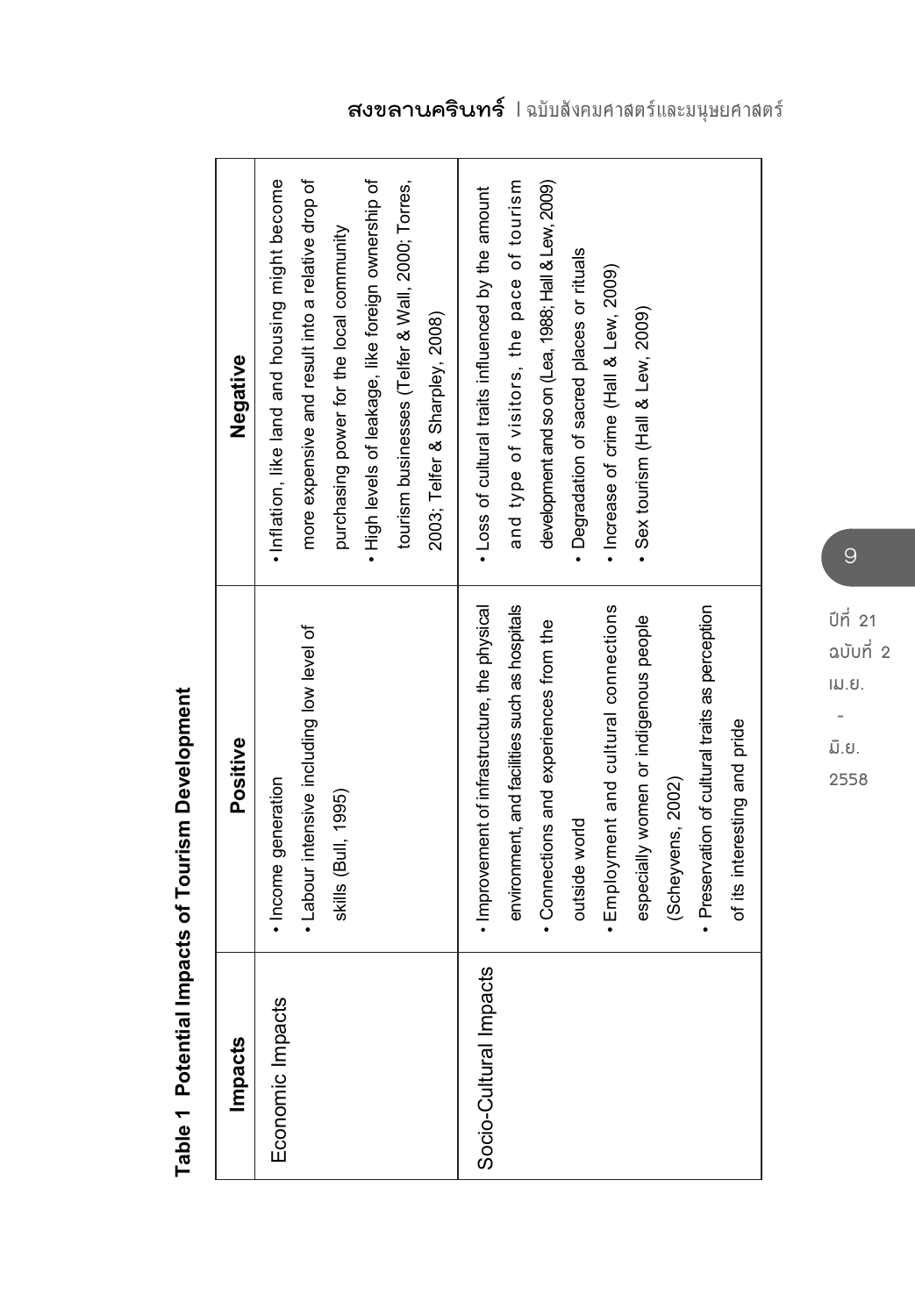**Table 1 Potential Impacts of Tourism Development**

| Impacts | Positive | Negative |
|---|---|---|
| Economic Impacts | • Income generation<br>• Labour intensive including low level of skills (Bull, 1995) | • Inflation, like land and housing might become more expensive and result into a relative drop of purchasing power for the local community<br>• High levels of leakage, like foreign ownership of tourism businesses (Telfer & Wall, 2000; Torres, 2003; Telfer & Sharpley, 2008) |
| Socio-Cultural Impacts | • Improvement of infrastructure, the physical environment, and facilities such as hospitals<br>• Connections and experiences from the outside world<br>• Employment and cultural connections especially women or indigenous people (Scheyvens, 2002)<br>• Preservation of cultural traits as perception of its interesting and pride | • Loss of cultural traits influenced by the amount and type of visitors, the pace of tourism development and so on (Lea, 1988; Hall & Lew, 2009)<br>• Degradation of sacred places or rituals<br>• Increase of crime (Hall & Lew, 2009)<br>• Sex tourism (Hall & Lew, 2009) |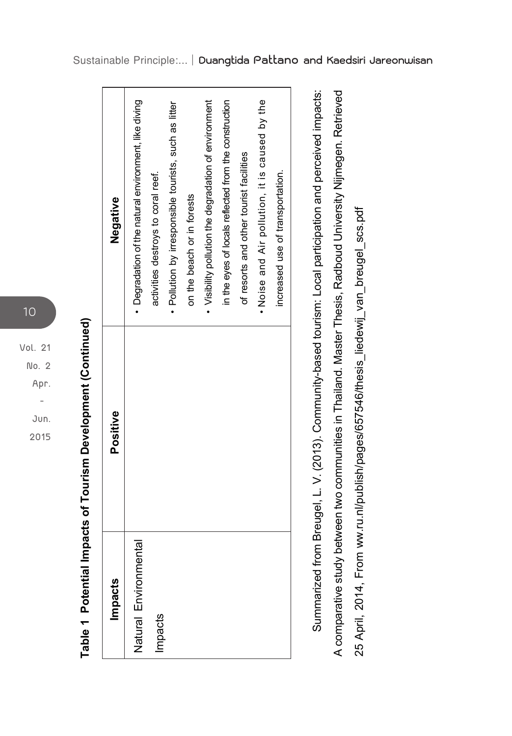**Table 1 Potential Impacts of Tourism Development (Continued)**

| Impacts | Positive | Negative |
|---|---|---|
| Natural Environmental Impacts | | • Degradation of the natural environment, like diving activities destroys to coral reef.<br>• Pollution by irresponsible tourists, such as litter on the beach or in forests<br>• Visibility pollution the degradation of environment in the eyes of locals reflected from the construction of resorts and other tourist facilities<br>• Noise and Air pollution, it is caused by the increased use of transportation. |

Summarized from Breugel, L. V. (2013). Community-based tourism: Local participation and perceived impacts: A comparative study between two communities in Thailand. Master Thesis, Radboud University Nijmegen. Retrieved 25 April, 2014, From ww.ru.nl/publish/pages/657546/thesis_liedewij_van_breugel_scs.pdf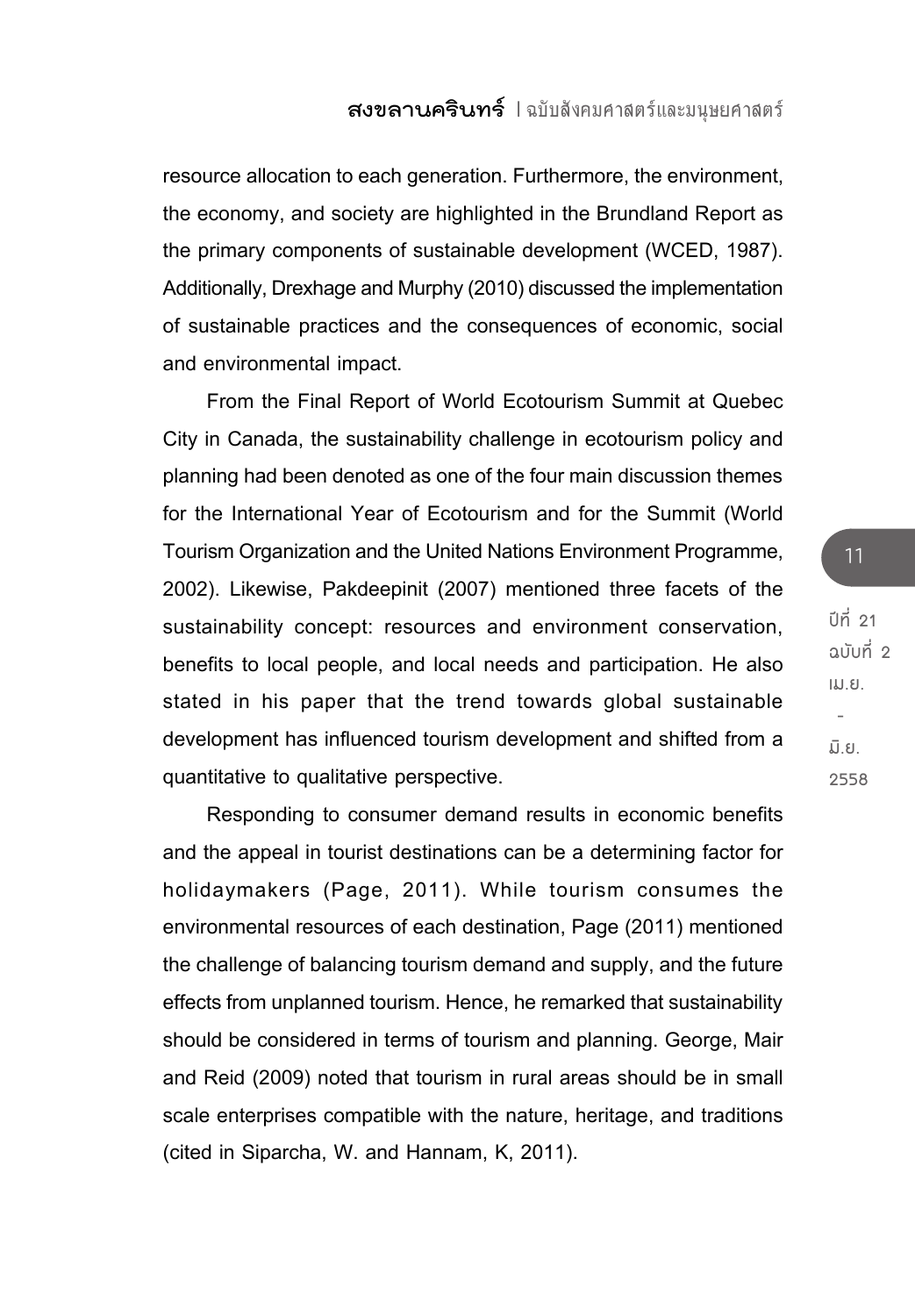resource allocation to each generation. Furthermore, the environment, the economy, and society are highlighted in the Brundland Report as the primary components of sustainable development (WCED, 1987). Additionally, Drexhage and Murphy (2010) discussed the implementation of sustainable practices and the consequences of economic, social and environmental impact.

From the Final Report of World Ecotourism Summit at Quebec City in Canada, the sustainability challenge in ecotourism policy and planning had been denoted as one of the four main discussion themes for the International Year of Ecotourism and for the Summit (World Tourism Organization and the United Nations Environment Programme, 2002). Likewise, Pakdeepinit (2007) mentioned three facets of the sustainability concept: resources and environment conservation, benefits to local people, and local needs and participation. He also stated in his paper that the trend towards global sustainable development has influenced tourism development and shifted from a quantitative to qualitative perspective.

Responding to consumer demand results in economic benefits and the appeal in tourist destinations can be a determining factor for holidaymakers (Page, 2011). While tourism consumes the environmental resources of each destination, Page (2011) mentioned the challenge of balancing tourism demand and supply, and the future effects from unplanned tourism. Hence, he remarked that sustainability should be considered in terms of tourism and planning. George, Mair and Reid (2009) noted that tourism in rural areas should be in small scale enterprises compatible with the nature, heritage, and traditions (cited in Siparcha, W. and Hannam, K, 2011).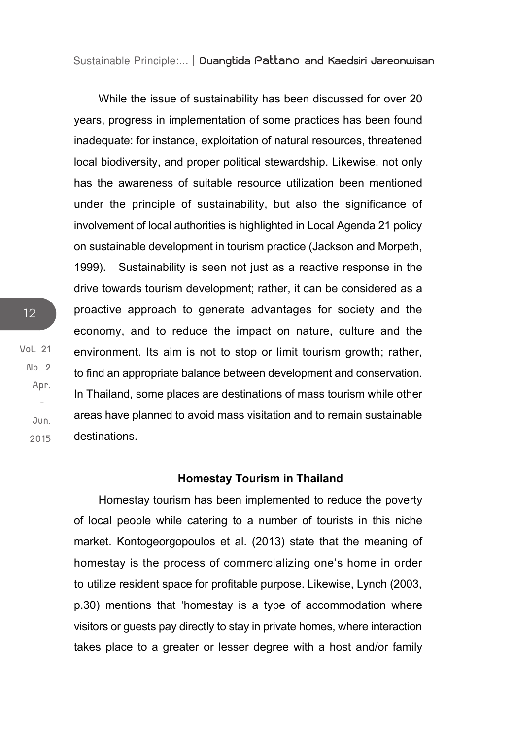While the issue of sustainability has been discussed for over 20 years, progress in implementation of some practices has been found inadequate: for instance, exploitation of natural resources, threatened local biodiversity, and proper political stewardship. Likewise, not only has the awareness of suitable resource utilization been mentioned under the principle of sustainability, but also the significance of involvement of local authorities is highlighted in Local Agenda 21 policy on sustainable development in tourism practice (Jackson and Morpeth, 1999). Sustainability is seen not just as a reactive response in the drive towards tourism development; rather, it can be considered as a proactive approach to generate advantages for society and the economy, and to reduce the impact on nature, culture and the environment. Its aim is not to stop or limit tourism growth; rather, to find an appropriate balance between development and conservation. In Thailand, some places are destinations of mass tourism while other areas have planned to avoid mass visitation and to remain sustainable destinations.

## Homestay Tourism in Thailand

Homestay tourism has been implemented to reduce the poverty of local people while catering to a number of tourists in this niche market. Kontogeorgopoulos et al. (2013) state that the meaning of homestay is the process of commercializing one's home in order to utilize resident space for profitable purpose. Likewise, Lynch (2003, p.30) mentions that 'homestay is a type of accommodation where visitors or guests pay directly to stay in private homes, where interaction takes place to a greater or lesser degree with a host and/or family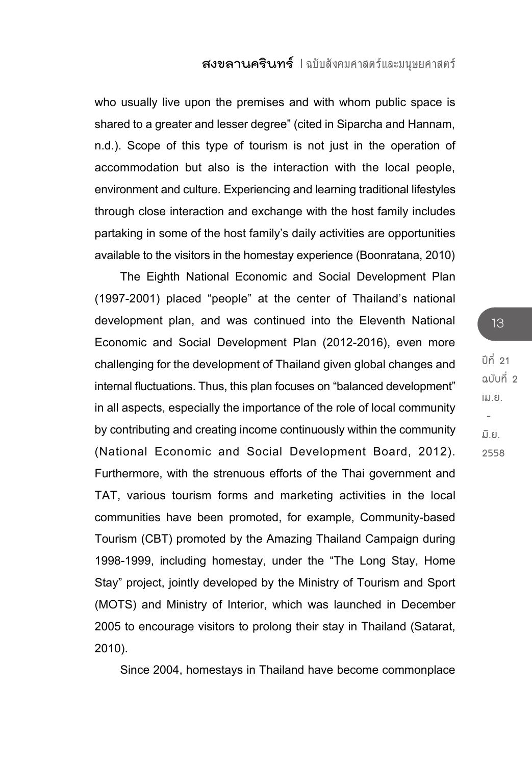who usually live upon the premises and with whom public space is shared to a greater and lesser degree" (cited in Siparcha and Hannam, n.d.). Scope of this type of tourism is not just in the operation of accommodation but also is the interaction with the local people, environment and culture. Experiencing and learning traditional lifestyles through close interaction and exchange with the host family includes partaking in some of the host family's daily activities are opportunities available to the visitors in the homestay experience (Boonratana, 2010)

The Eighth National Economic and Social Development Plan (1997-2001) placed "people" at the center of Thailand's national development plan, and was continued into the Eleventh National Economic and Social Development Plan (2012-2016), even more challenging for the development of Thailand given global changes and internal fluctuations. Thus, this plan focuses on "balanced development" in all aspects, especially the importance of the role of local community by contributing and creating income continuously within the community (National Economic and Social Development Board, 2012). Furthermore, with the strenuous efforts of the Thai government and TAT, various tourism forms and marketing activities in the local communities have been promoted, for example, Community-based Tourism (CBT) promoted by the Amazing Thailand Campaign during 1998-1999, including homestay, under the "The Long Stay, Home Stay" project, jointly developed by the Ministry of Tourism and Sport (MOTS) and Ministry of Interior, which was launched in December 2005 to encourage visitors to prolong their stay in Thailand (Satarat, 2010).

Since 2004, homestays in Thailand have become commonplace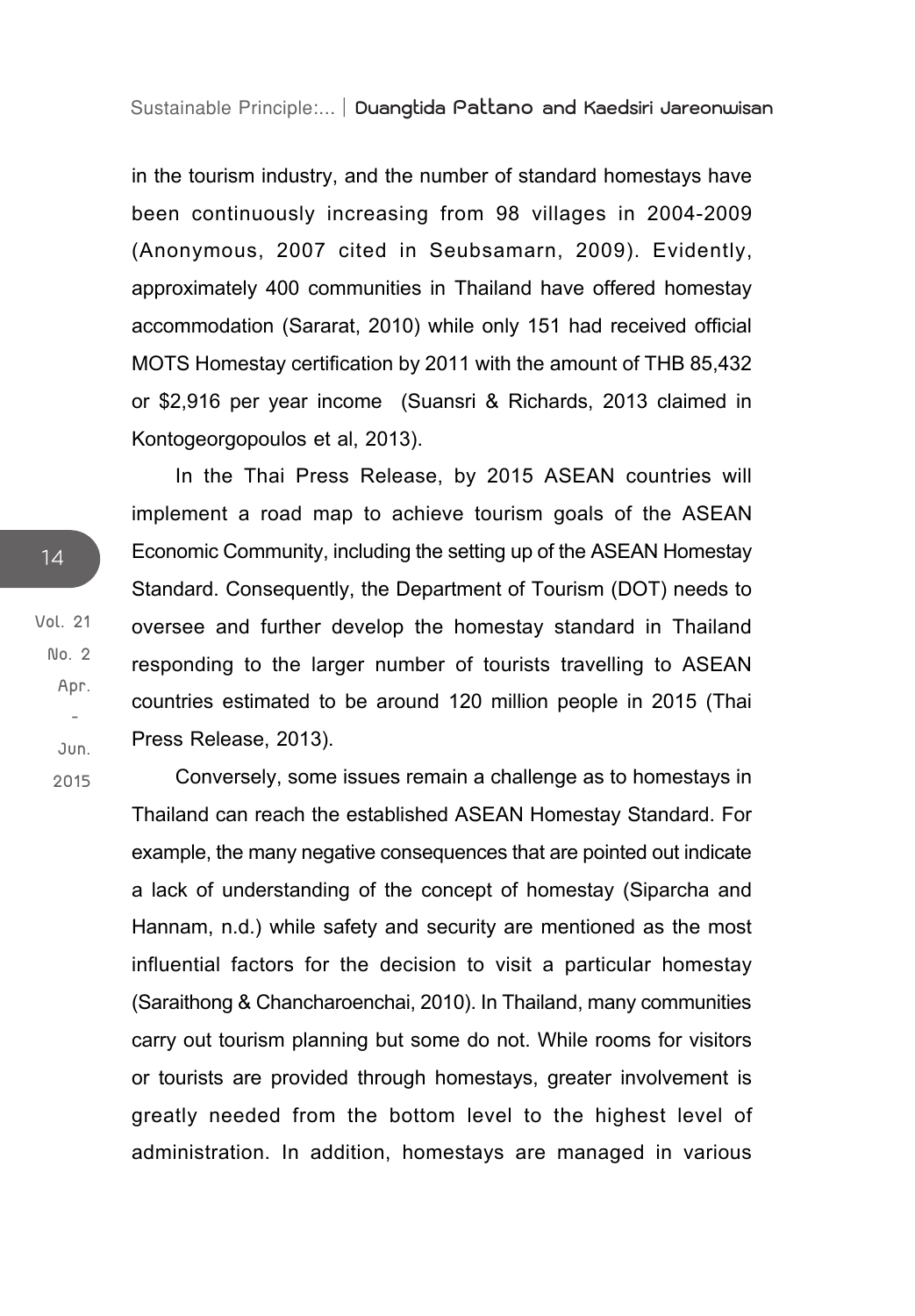in the tourism industry, and the number of standard homestays have been continuously increasing from 98 villages in 2004-2009 (Anonymous, 2007 cited in Seubsamarn, 2009). Evidently, approximately 400 communities in Thailand have offered homestay accommodation (Sararat, 2010) while only 151 had received official MOTS Homestay certification by 2011 with the amount of THB 85,432 or $2,916 per year income (Suansri & Richards, 2013 claimed in Kontogeorgopoulos et al, 2013).

In the Thai Press Release, by 2015 ASEAN countries will implement a road map to achieve tourism goals of the ASEAN Economic Community, including the setting up of the ASEAN Homestay Standard. Consequently, the Department of Tourism (DOT) needs to oversee and further develop the homestay standard in Thailand responding to the larger number of tourists travelling to ASEAN countries estimated to be around 120 million people in 2015 (Thai Press Release, 2013).

Conversely, some issues remain a challenge as to homestays in Thailand can reach the established ASEAN Homestay Standard. For example, the many negative consequences that are pointed out indicate a lack of understanding of the concept of homestay (Siparcha and Hannam, n.d.) while safety and security are mentioned as the most influential factors for the decision to visit a particular homestay (Saraithong & Chancharoenchai, 2010). In Thailand, many communities carry out tourism planning but some do not. While rooms for visitors or tourists are provided through homestays, greater involvement is greatly needed from the bottom level to the highest level of administration. In addition, homestays are managed in various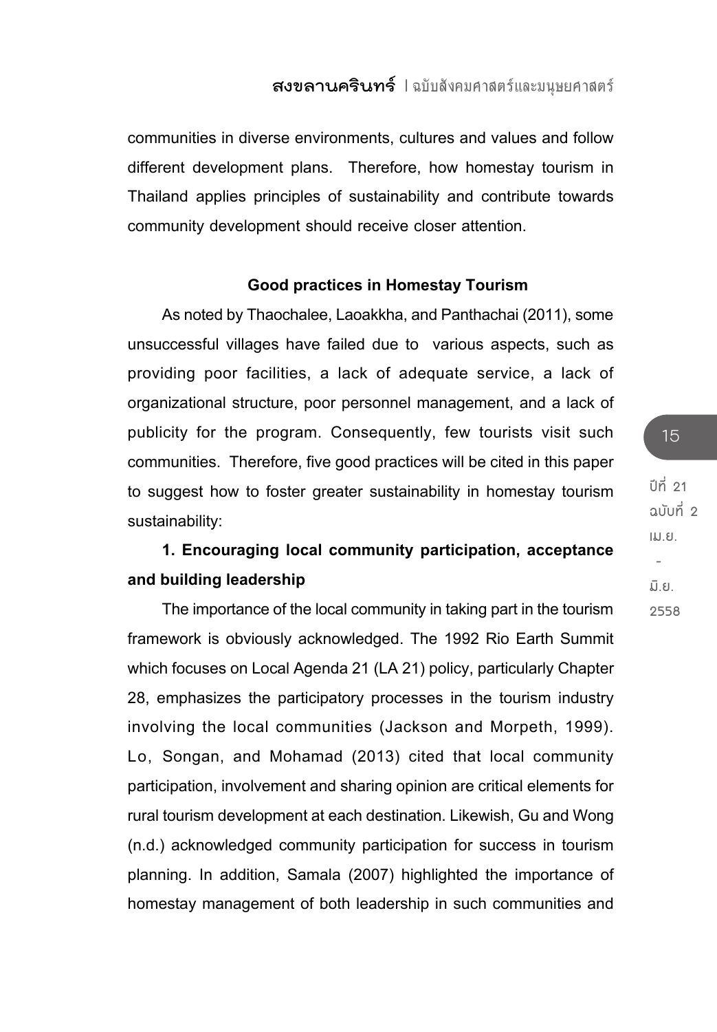communities in diverse environments, cultures and values and follow different development plans. Therefore, how homestay tourism in Thailand applies principles of sustainability and contribute towards community development should receive closer attention.

## Good practices in Homestay Tourism

As noted by Thaochalee, Laoakkha, and Panthachai (2011), some unsuccessful villages have failed due to various aspects, such as providing poor facilities, a lack of adequate service, a lack of organizational structure, poor personnel management, and a lack of publicity for the program. Consequently, few tourists visit such communities. Therefore, five good practices will be cited in this paper to suggest how to foster greater sustainability in homestay tourism sustainability:

### 1. Encouraging local community participation, acceptance and building leadership

The importance of the local community in taking part in the tourism framework is obviously acknowledged. The 1992 Rio Earth Summit which focuses on Local Agenda 21 (LA 21) policy, particularly Chapter 28, emphasizes the participatory processes in the tourism industry involving the local communities (Jackson and Morpeth, 1999). Lo, Songan, and Mohamad (2013) cited that local community participation, involvement and sharing opinion are critical elements for rural tourism development at each destination. Likewish, Gu and Wong (n.d.) acknowledged community participation for success in tourism planning. In addition, Samala (2007) highlighted the importance of homestay management of both leadership in such communities and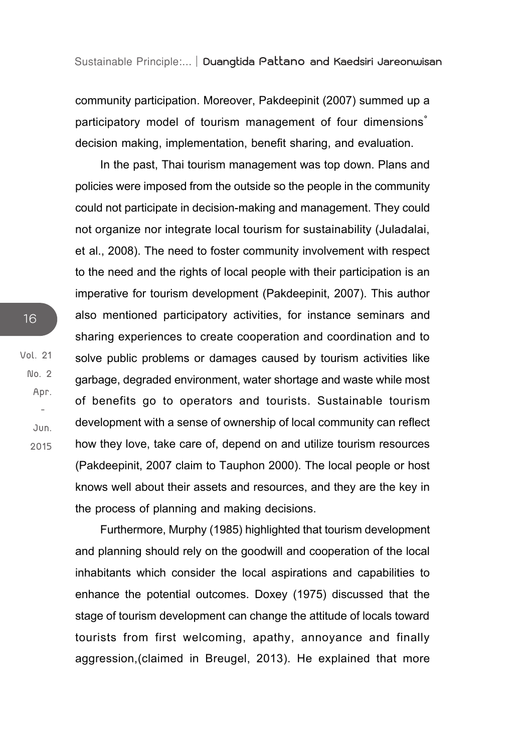community participation. Moreover, Pakdeepinit (2007) summed up a participatory model of tourism management of four dimensions˚ decision making, implementation, benefit sharing, and evaluation.

In the past, Thai tourism management was top down. Plans and policies were imposed from the outside so the people in the community could not participate in decision-making and management. They could not organize nor integrate local tourism for sustainability (Juladalai, et al., 2008). The need to foster community involvement with respect to the need and the rights of local people with their participation is an imperative for tourism development (Pakdeepinit, 2007). This author also mentioned participatory activities, for instance seminars and sharing experiences to create cooperation and coordination and to solve public problems or damages caused by tourism activities like garbage, degraded environment, water shortage and waste while most of benefits go to operators and tourists. Sustainable tourism development with a sense of ownership of local community can reflect how they love, take care of, depend on and utilize tourism resources (Pakdeepinit, 2007 claim to Tauphon 2000). The local people or host knows well about their assets and resources, and they are the key in the process of planning and making decisions.

Furthermore, Murphy (1985) highlighted that tourism development and planning should rely on the goodwill and cooperation of the local inhabitants which consider the local aspirations and capabilities to enhance the potential outcomes. Doxey (1975) discussed that the stage of tourism development can change the attitude of locals toward tourists from first welcoming, apathy, annoyance and finally aggression,(claimed in Breugel, 2013). He explained that more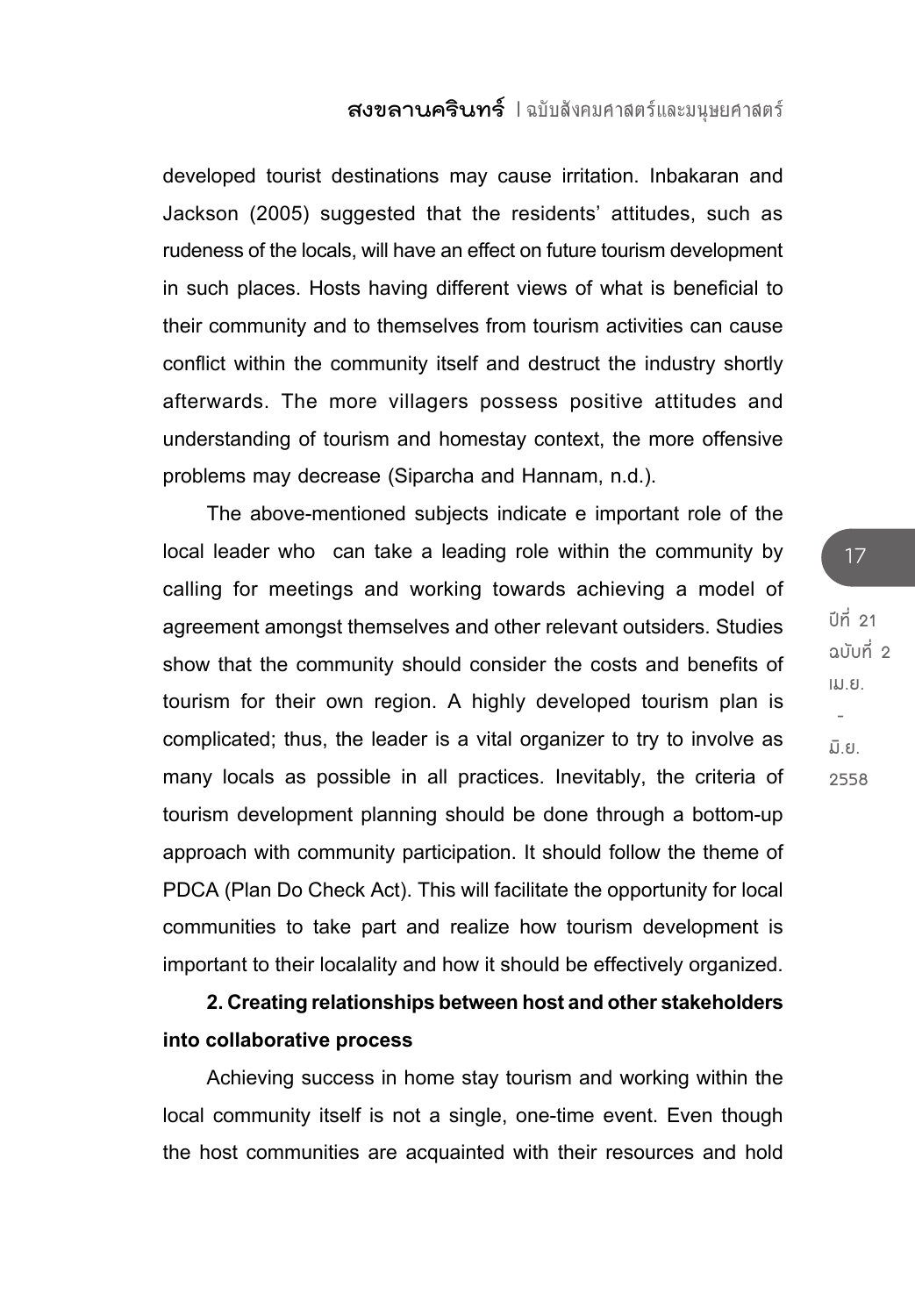developed tourist destinations may cause irritation. Inbakaran and Jackson (2005) suggested that the residents' attitudes, such as rudeness of the locals, will have an effect on future tourism development in such places. Hosts having different views of what is beneficial to their community and to themselves from tourism activities can cause conflict within the community itself and destruct the industry shortly afterwards. The more villagers possess positive attitudes and understanding of tourism and homestay context, the more offensive problems may decrease (Siparcha and Hannam, n.d.).

The above-mentioned subjects indicate e important role of the local leader who  can take a leading role within the community by calling for meetings and working towards achieving a model of agreement amongst themselves and other relevant outsiders. Studies show that the community should consider the costs and benefits of tourism for their own region. A highly developed tourism plan is complicated; thus, the leader is a vital organizer to try to involve as many locals as possible in all practices. Inevitably, the criteria of tourism development planning should be done through a bottom-up approach with community participation. It should follow the theme of PDCA (Plan Do Check Act). This will facilitate the opportunity for local communities to take part and realize how tourism development is important to their localality and how it should be effectively organized.

**2. Creating relationships between host and other stakeholders into collaborative process**

Achieving success in home stay tourism and working within the local community itself is not a single, one-time event. Even though the host communities are acquainted with their resources and hold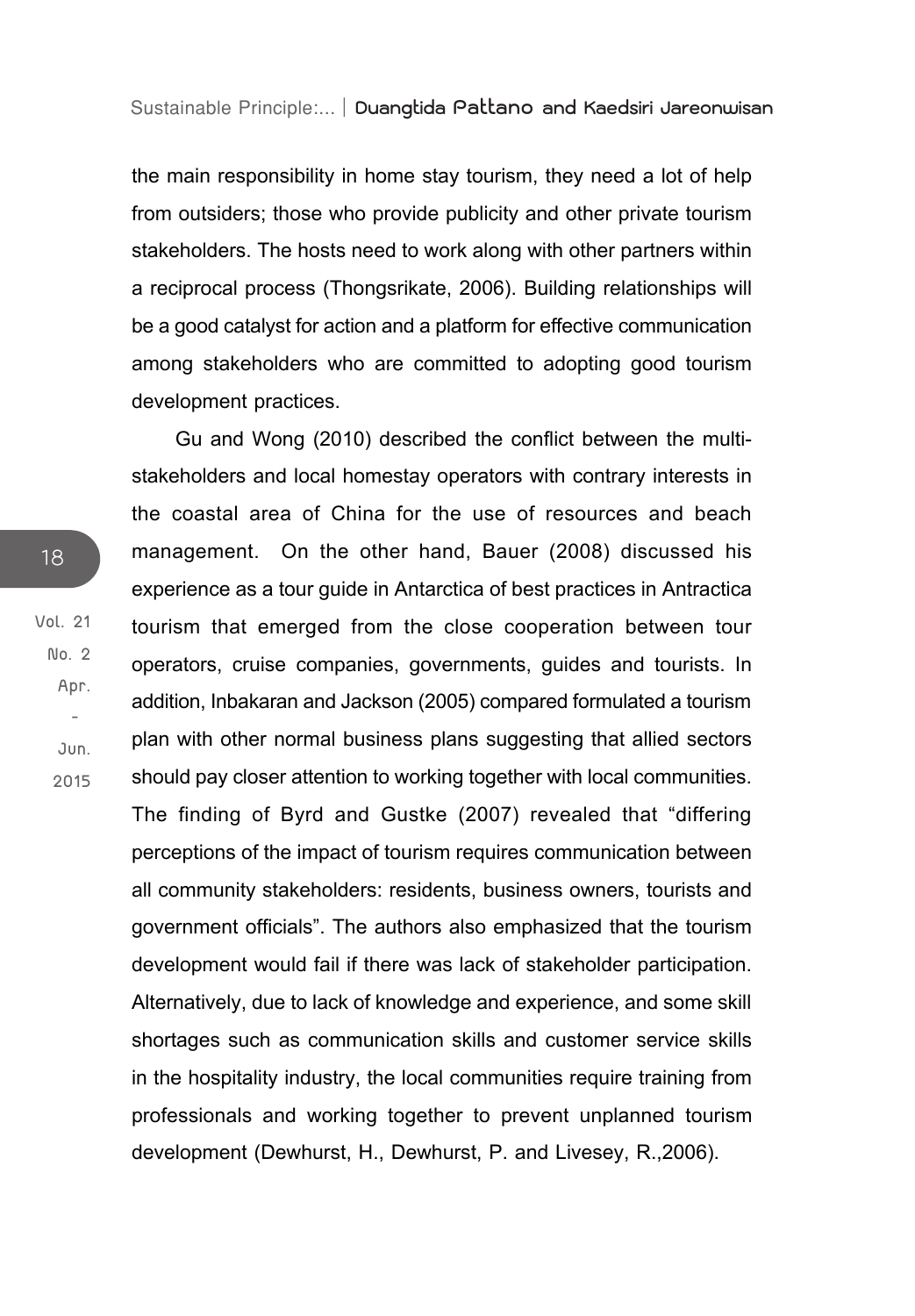the main responsibility in home stay tourism, they need a lot of help from outsiders; those who provide publicity and other private tourism stakeholders. The hosts need to work along with other partners within a reciprocal process (Thongsrikate, 2006). Building relationships will be a good catalyst for action and a platform for effective communication among stakeholders who are committed to adopting good tourism development practices.

Gu and Wong (2010) described the conflict between the multi-stakeholders and local homestay operators with contrary interests in the coastal area of China for the use of resources and beach management. On the other hand, Bauer (2008) discussed his experience as a tour guide in Antarctica of best practices in Antractica tourism that emerged from the close cooperation between tour operators, cruise companies, governments, guides and tourists. In addition, Inbakaran and Jackson (2005) compared formulated a tourism plan with other normal business plans suggesting that allied sectors should pay closer attention to working together with local communities. The finding of Byrd and Gustke (2007) revealed that "differing perceptions of the impact of tourism requires communication between all community stakeholders: residents, business owners, tourists and government officials". The authors also emphasized that the tourism development would fail if there was lack of stakeholder participation. Alternatively, due to lack of knowledge and experience, and some skill shortages such as communication skills and customer service skills in the hospitality industry, the local communities require training from professionals and working together to prevent unplanned tourism development (Dewhurst, H., Dewhurst, P. and Livesey, R.,2006).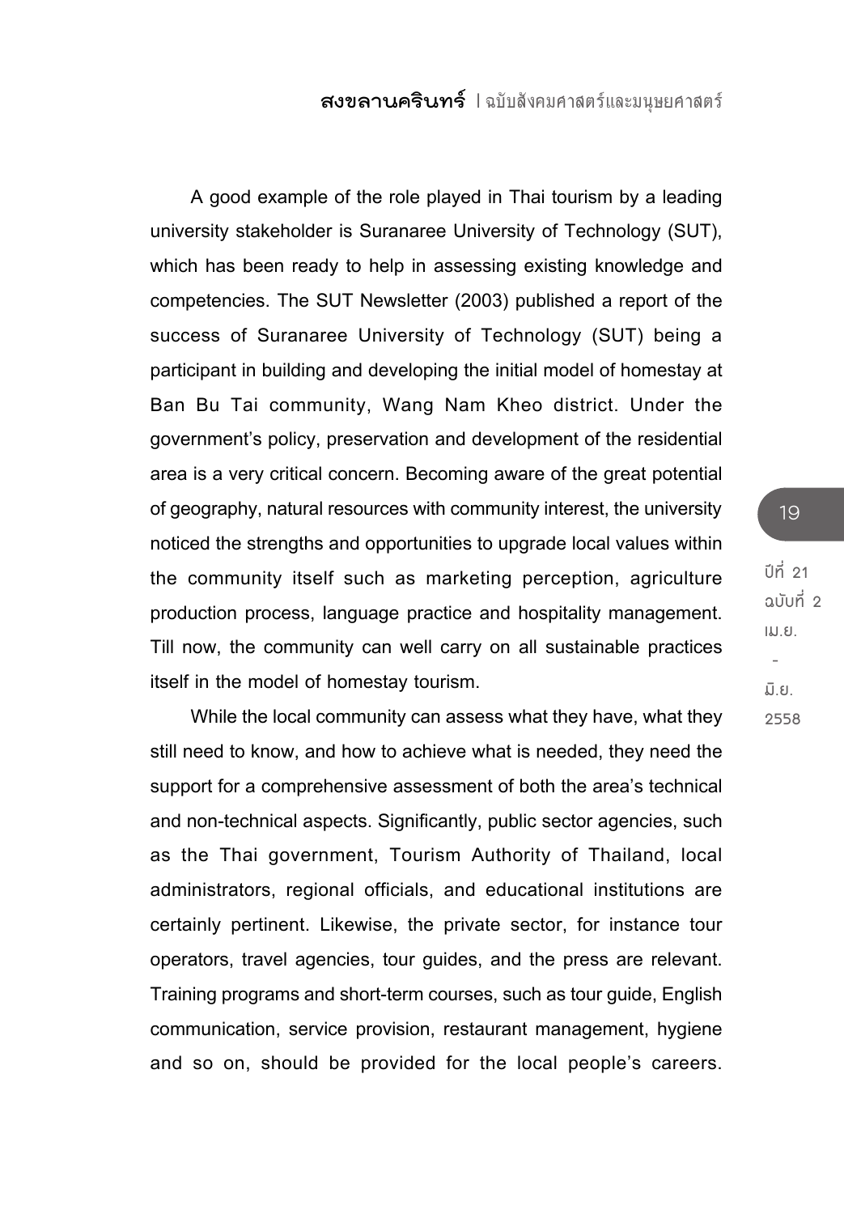A good example of the role played in Thai tourism by a leading university stakeholder is Suranaree University of Technology (SUT), which has been ready to help in assessing existing knowledge and competencies. The SUT Newsletter (2003) published a report of the success of Suranaree University of Technology (SUT) being a participant in building and developing the initial model of homestay at Ban Bu Tai community, Wang Nam Kheo district. Under the government's policy, preservation and development of the residential area is a very critical concern. Becoming aware of the great potential of geography, natural resources with community interest, the university noticed the strengths and opportunities to upgrade local values within the community itself such as marketing perception, agriculture production process, language practice and hospitality management. Till now, the community can well carry on all sustainable practices itself in the model of homestay tourism.

While the local community can assess what they have, what they still need to know, and how to achieve what is needed, they need the support for a comprehensive assessment of both the area's technical and non-technical aspects. Significantly, public sector agencies, such as the Thai government, Tourism Authority of Thailand, local administrators, regional officials, and educational institutions are certainly pertinent. Likewise, the private sector, for instance tour operators, travel agencies, tour guides, and the press are relevant. Training programs and short-term courses, such as tour guide, English communication, service provision, restaurant management, hygiene and so on, should be provided for the local people's careers.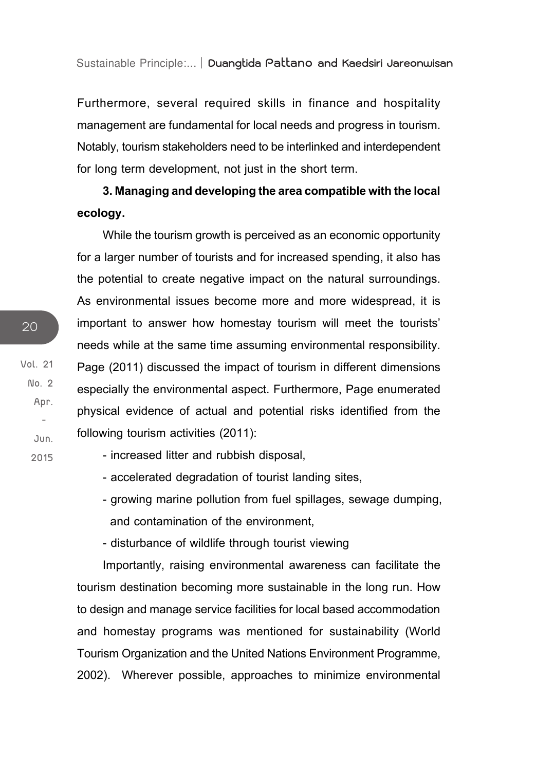Furthermore, several required skills in finance and hospitality management are fundamental for local needs and progress in tourism. Notably, tourism stakeholders need to be interlinked and interdependent for long term development, not just in the short term.

**3. Managing and developing the area compatible with the local ecology.**

While the tourism growth is perceived as an economic opportunity for a larger number of tourists and for increased spending, it also has the potential to create negative impact on the natural surroundings. As environmental issues become more and more widespread, it is important to answer how homestay tourism will meet the tourists' needs while at the same time assuming environmental responsibility. Page (2011) discussed the impact of tourism in different dimensions especially the environmental aspect. Furthermore, Page enumerated physical evidence of actual and potential risks identified from the following tourism activities (2011):

- increased litter and rubbish disposal,
- accelerated degradation of tourist landing sites,
- growing marine pollution from fuel spillages, sewage dumping, and contamination of the environment,
- disturbance of wildlife through tourist viewing

Importantly, raising environmental awareness can facilitate the tourism destination becoming more sustainable in the long run. How to design and manage service facilities for local based accommodation and homestay programs was mentioned for sustainability (World Tourism Organization and the United Nations Environment Programme, 2002). Wherever possible, approaches to minimize environmental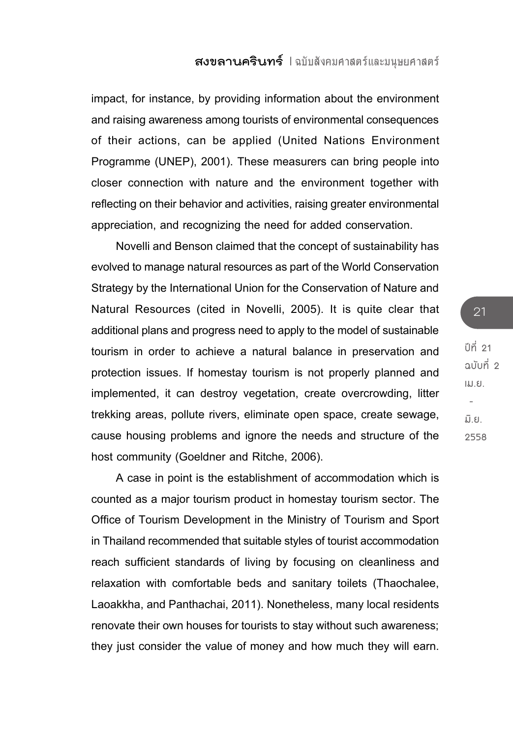impact, for instance, by providing information about the environment and raising awareness among tourists of environmental consequences of their actions, can be applied (United Nations Environment Programme (UNEP), 2001). These measurers can bring people into closer connection with nature and the environment together with reflecting on their behavior and activities, raising greater environmental appreciation, and recognizing the need for added conservation.

Novelli and Benson claimed that the concept of sustainability has evolved to manage natural resources as part of the World Conservation Strategy by the International Union for the Conservation of Nature and Natural Resources (cited in Novelli, 2005). It is quite clear that additional plans and progress need to apply to the model of sustainable tourism in order to achieve a natural balance in preservation and protection issues. If homestay tourism is not properly planned and implemented, it can destroy vegetation, create overcrowding, litter trekking areas, pollute rivers, eliminate open space, create sewage, cause housing problems and ignore the needs and structure of the host community (Goeldner and Ritche, 2006).

A case in point is the establishment of accommodation which is counted as a major tourism product in homestay tourism sector. The Office of Tourism Development in the Ministry of Tourism and Sport in Thailand recommended that suitable styles of tourist accommodation reach sufficient standards of living by focusing on cleanliness and relaxation with comfortable beds and sanitary toilets (Thaochalee, Laoakkha, and Panthachai, 2011). Nonetheless, many local residents renovate their own houses for tourists to stay without such awareness; they just consider the value of money and how much they will earn.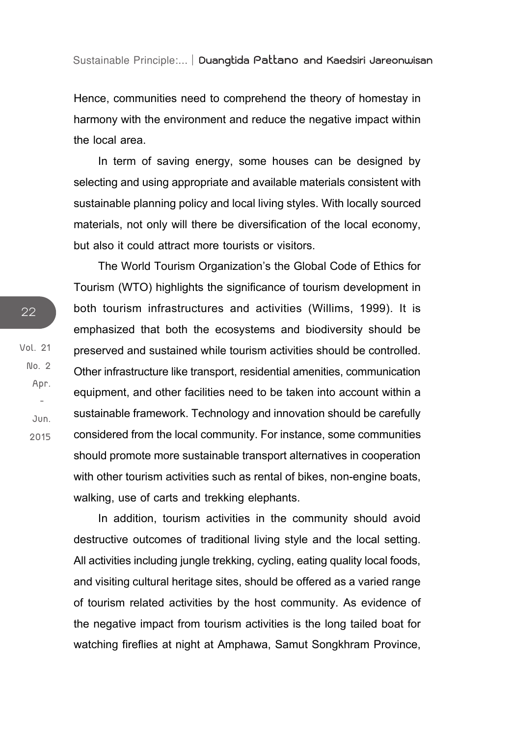Hence, communities need to comprehend the theory of homestay in harmony with the environment and reduce the negative impact within the local area.

In term of saving energy, some houses can be designed by selecting and using appropriate and available materials consistent with sustainable planning policy and local living styles. With locally sourced materials, not only will there be diversification of the local economy, but also it could attract more tourists or visitors.

The World Tourism Organization's the Global Code of Ethics for Tourism (WTO) highlights the significance of tourism development in both tourism infrastructures and activities (Willims, 1999). It is emphasized that both the ecosystems and biodiversity should be preserved and sustained while tourism activities should be controlled. Other infrastructure like transport, residential amenities, communication equipment, and other facilities need to be taken into account within a sustainable framework. Technology and innovation should be carefully considered from the local community. For instance, some communities should promote more sustainable transport alternatives in cooperation with other tourism activities such as rental of bikes, non-engine boats, walking, use of carts and trekking elephants.

In addition, tourism activities in the community should avoid destructive outcomes of traditional living style and the local setting. All activities including jungle trekking, cycling, eating quality local foods, and visiting cultural heritage sites, should be offered as a varied range of tourism related activities by the host community. As evidence of the negative impact from tourism activities is the long tailed boat for watching fireflies at night at Amphawa, Samut Songkhram Province,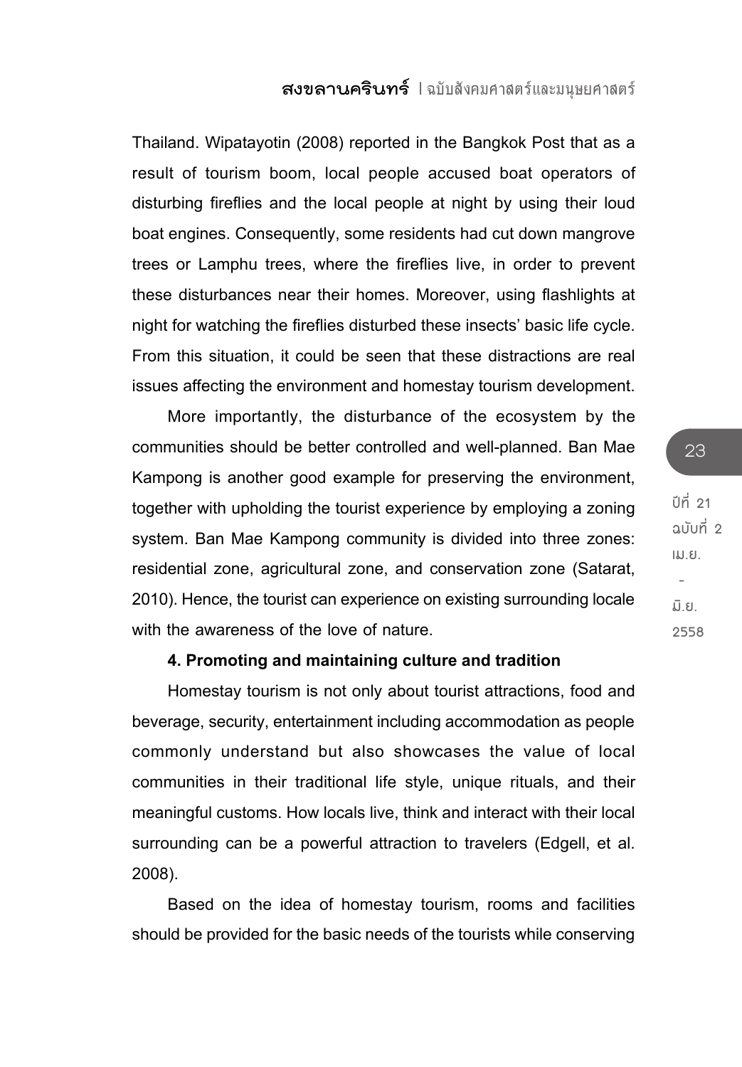Thailand. Wipatayotin (2008) reported in the Bangkok Post that as a result of tourism boom, local people accused boat operators of disturbing fireflies and the local people at night by using their loud boat engines. Consequently, some residents had cut down mangrove trees or Lamphu trees, where the fireflies live, in order to prevent these disturbances near their homes. Moreover, using flashlights at night for watching the fireflies disturbed these insects' basic life cycle. From this situation, it could be seen that these distractions are real issues affecting the environment and homestay tourism development.

More importantly, the disturbance of the ecosystem by the communities should be better controlled and well-planned. Ban Mae Kampong is another good example for preserving the environment, together with upholding the tourist experience by employing a zoning system. Ban Mae Kampong community is divided into three zones: residential zone, agricultural zone, and conservation zone (Satarat, 2010). Hence, the tourist can experience on existing surrounding locale with the awareness of the love of nature.

**4. Promoting and maintaining culture and tradition**

Homestay tourism is not only about tourist attractions, food and beverage, security, entertainment including accommodation as people commonly understand but also showcases the value of local communities in their traditional life style, unique rituals, and their meaningful customs. How locals live, think and interact with their local surrounding can be a powerful attraction to travelers (Edgell, et al. 2008).

Based on the idea of homestay tourism, rooms and facilities should be provided for the basic needs of the tourists while conserving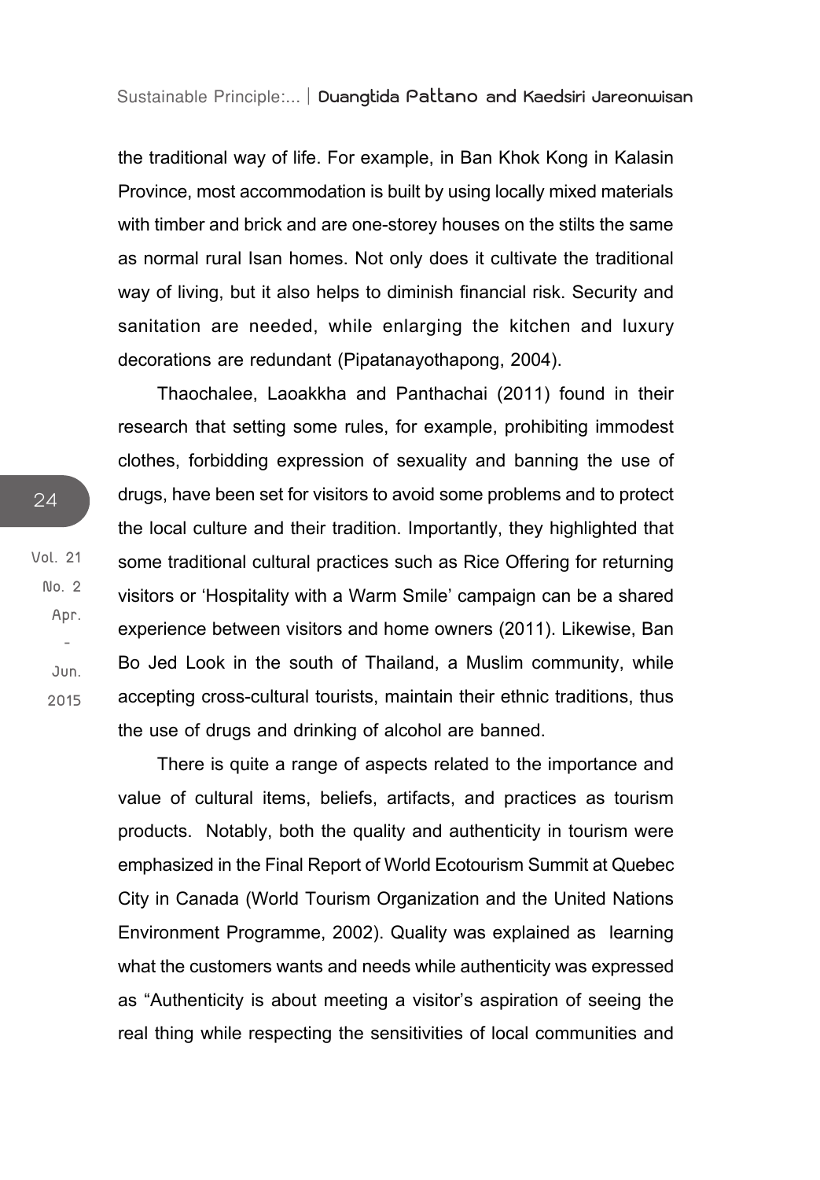the traditional way of life. For example, in Ban Khok Kong in Kalasin Province, most accommodation is built by using locally mixed materials with timber and brick and are one-storey houses on the stilts the same as normal rural Isan homes. Not only does it cultivate the traditional way of living, but it also helps to diminish financial risk. Security and sanitation are needed, while enlarging the kitchen and luxury decorations are redundant (Pipatanayothapong, 2004).

Thaochalee, Laoakkha and Panthachai (2011) found in their research that setting some rules, for example, prohibiting immodest clothes, forbidding expression of sexuality and banning the use of drugs, have been set for visitors to avoid some problems and to protect the local culture and their tradition. Importantly, they highlighted that some traditional cultural practices such as Rice Offering for returning visitors or 'Hospitality with a Warm Smile' campaign can be a shared experience between visitors and home owners (2011). Likewise, Ban Bo Jed Look in the south of Thailand, a Muslim community, while accepting cross-cultural tourists, maintain their ethnic traditions, thus the use of drugs and drinking of alcohol are banned.

There is quite a range of aspects related to the importance and value of cultural items, beliefs, artifacts, and practices as tourism products. Notably, both the quality and authenticity in tourism were emphasized in the Final Report of World Ecotourism Summit at Quebec City in Canada (World Tourism Organization and the United Nations Environment Programme, 2002). Quality was explained as learning what the customers wants and needs while authenticity was expressed as "Authenticity is about meeting a visitor's aspiration of seeing the real thing while respecting the sensitivities of local communities and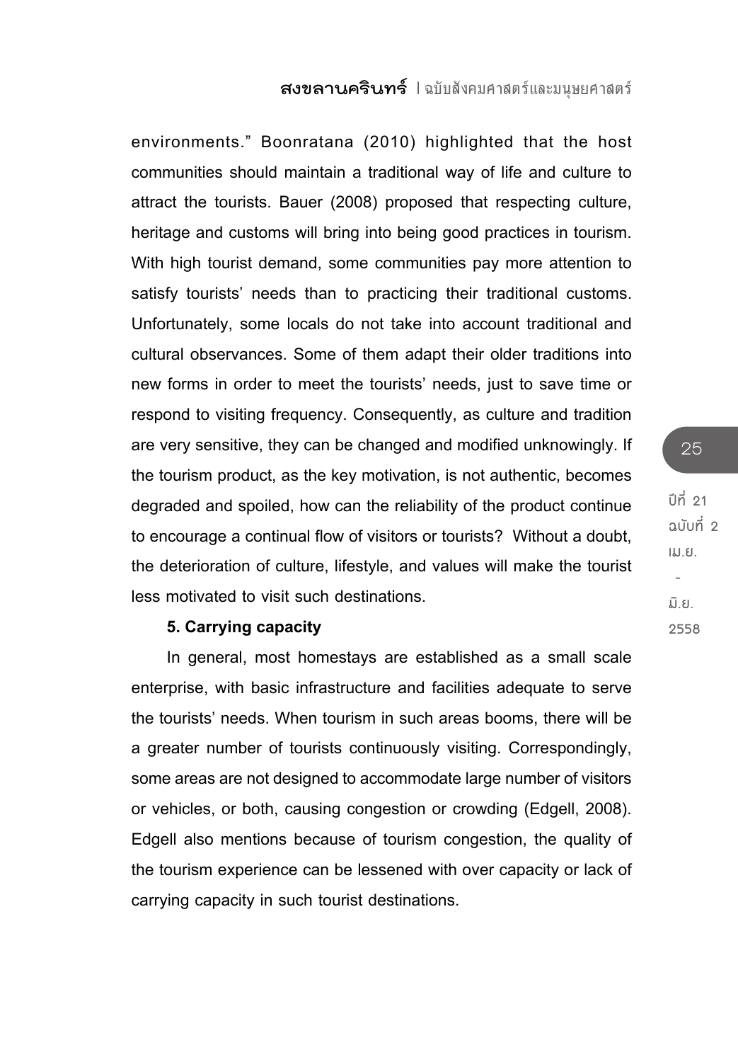environments." Boonratana (2010) highlighted that the host communities should maintain a traditional way of life and culture to attract the tourists. Bauer (2008) proposed that respecting culture, heritage and customs will bring into being good practices in tourism. With high tourist demand, some communities pay more attention to satisfy tourists' needs than to practicing their traditional customs. Unfortunately, some locals do not take into account traditional and cultural observances. Some of them adapt their older traditions into new forms in order to meet the tourists' needs, just to save time or respond to visiting frequency. Consequently, as culture and tradition are very sensitive, they can be changed and modified unknowingly. If the tourism product, as the key motivation, is not authentic, becomes degraded and spoiled, how can the reliability of the product continue to encourage a continual flow of visitors or tourists? Without a doubt, the deterioration of culture, lifestyle, and values will make the tourist less motivated to visit such destinations.

**5. Carrying capacity**

In general, most homestays are established as a small scale enterprise, with basic infrastructure and facilities adequate to serve the tourists' needs. When tourism in such areas booms, there will be a greater number of tourists continuously visiting. Correspondingly, some areas are not designed to accommodate large number of visitors or vehicles, or both, causing congestion or crowding (Edgell, 2008). Edgell also mentions because of tourism congestion, the quality of the tourism experience can be lessened with over capacity or lack of carrying capacity in such tourist destinations.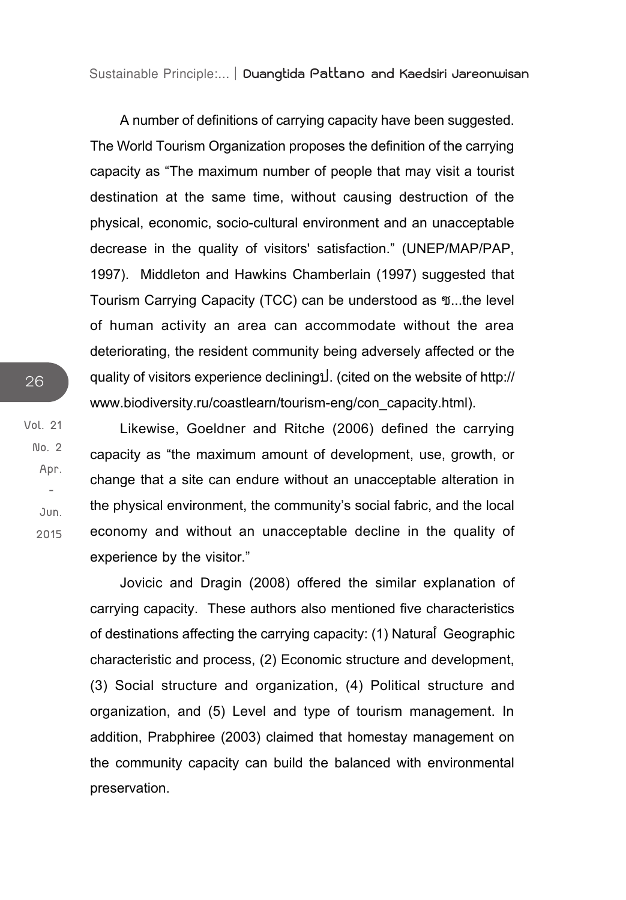A number of definitions of carrying capacity have been suggested. The World Tourism Organization proposes the definition of the carrying capacity as “The maximum number of people that may visit a tourist destination at the same time, without causing destruction of the physical, economic, socio-cultural environment and an unacceptable decrease in the quality of visitors' satisfaction.” (UNEP/MAP/PAP, 1997). Middleton and Hawkins Chamberlain (1997) suggested that Tourism Carrying Capacity (TCC) can be understood as ฑ...the level of human activity an area can accommodate without the area deteriorating, the resident community being adversely affected or the quality of visitors experience decliningฒ. (cited on the website of http://www.biodiversity.ru/coastlearn/tourism-eng/con_capacity.html).

Likewise, Goeldner and Ritche (2006) defined the carrying capacity as “the maximum amount of development, use, growth, or change that a site can endure without an unacceptable alteration in the physical environment, the community’s social fabric, and the local economy and without an unacceptable decline in the quality of experience by the visitor.”

Jovicic and Dragin (2008) offered the similar explanation of carrying capacity. These authors also mentioned five characteristics of destinations affecting the carrying capacity: (1) Natural/ Geographic characteristic and process, (2) Economic structure and development, (3) Social structure and organization, (4) Political structure and organization, and (5) Level and type of tourism management. In addition, Prabphiree (2003) claimed that homestay management on the community capacity can build the balanced with environmental preservation.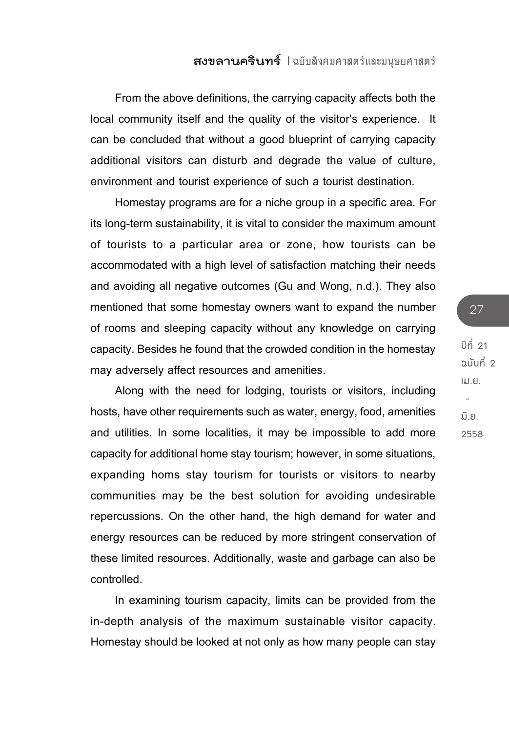From the above definitions, the carrying capacity affects both the local community itself and the quality of the visitor's experience. It can be concluded that without a good blueprint of carrying capacity additional visitors can disturb and degrade the value of culture, environment and tourist experience of such a tourist destination.

Homestay programs are for a niche group in a specific area. For its long-term sustainability, it is vital to consider the maximum amount of tourists to a particular area or zone, how tourists can be accommodated with a high level of satisfaction matching their needs and avoiding all negative outcomes (Gu and Wong, n.d.). They also mentioned that some homestay owners want to expand the number of rooms and sleeping capacity without any knowledge on carrying capacity. Besides he found that the crowded condition in the homestay may adversely affect resources and amenities.

Along with the need for lodging, tourists or visitors, including hosts, have other requirements such as water, energy, food, amenities and utilities. In some localities, it may be impossible to add more capacity for additional home stay tourism; however, in some situations, expanding homs stay tourism for tourists or visitors to nearby communities may be the best solution for avoiding undesirable repercussions. On the other hand, the high demand for water and energy resources can be reduced by more stringent conservation of these limited resources. Additionally, waste and garbage can also be controlled.

In examining tourism capacity, limits can be provided from the in-depth analysis of the maximum sustainable visitor capacity. Homestay should be looked at not only as how many people can stay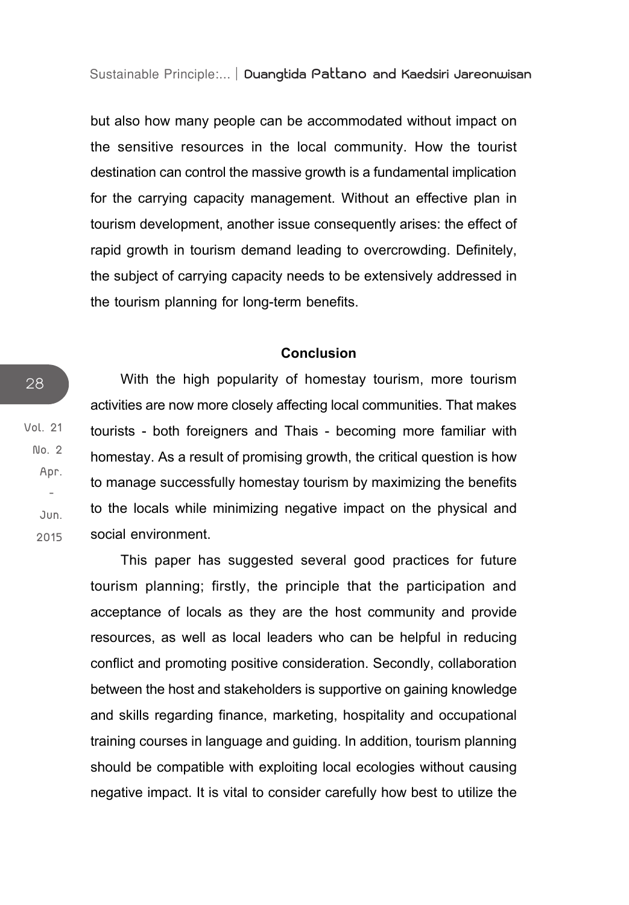but also how many people can be accommodated without impact on the sensitive resources in the local community. How the tourist destination can control the massive growth is a fundamental implication for the carrying capacity management. Without an effective plan in tourism development, another issue consequently arises: the effect of rapid growth in tourism demand leading to overcrowding. Definitely, the subject of carrying capacity needs to be extensively addressed in the tourism planning for long-term benefits.

## Conclusion

With the high popularity of homestay tourism, more tourism activities are now more closely affecting local communities. That makes tourists - both foreigners and Thais - becoming more familiar with homestay. As a result of promising growth, the critical question is how to manage successfully homestay tourism by maximizing the benefits to the locals while minimizing negative impact on the physical and social environment.

This paper has suggested several good practices for future tourism planning; firstly, the principle that the participation and acceptance of locals as they are the host community and provide resources, as well as local leaders who can be helpful in reducing conflict and promoting positive consideration. Secondly, collaboration between the host and stakeholders is supportive on gaining knowledge and skills regarding finance, marketing, hospitality and occupational training courses in language and guiding. In addition, tourism planning should be compatible with exploiting local ecologies without causing negative impact. It is vital to consider carefully how best to utilize the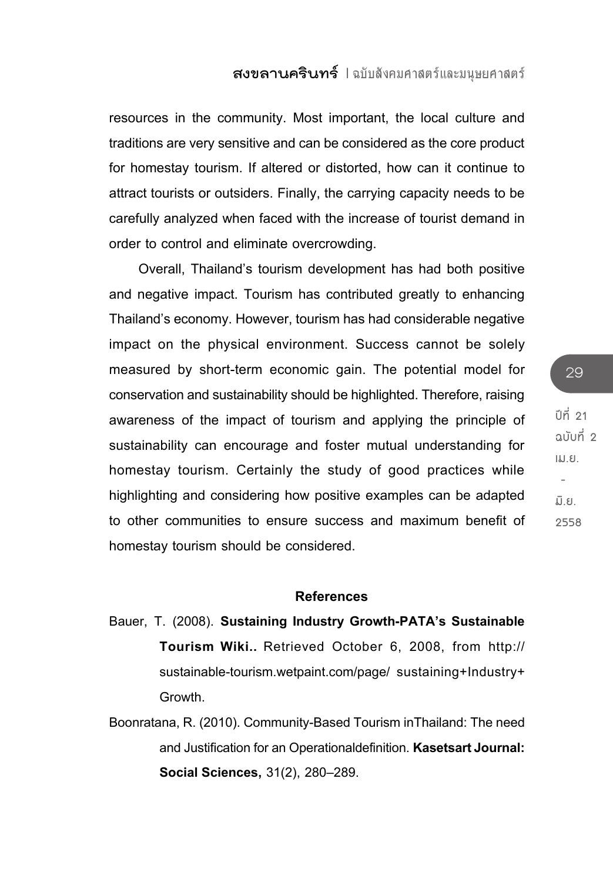resources in the community. Most important, the local culture and traditions are very sensitive and can be considered as the core product for homestay tourism. If altered or distorted, how can it continue to attract tourists or outsiders. Finally, the carrying capacity needs to be carefully analyzed when faced with the increase of tourist demand in order to control and eliminate overcrowding.

Overall, Thailand's tourism development has had both positive and negative impact. Tourism has contributed greatly to enhancing Thailand's economy. However, tourism has had considerable negative impact on the physical environment. Success cannot be solely measured by short-term economic gain. The potential model for conservation and sustainability should be highlighted. Therefore, raising awareness of the impact of tourism and applying the principle of sustainability can encourage and foster mutual understanding for homestay tourism. Certainly the study of good practices while highlighting and considering how positive examples can be adapted to other communities to ensure success and maximum benefit of homestay tourism should be considered.

## References

Bauer, T. (2008). **Sustaining Industry Growth-PATA's Sustainable Tourism Wiki..** Retrieved October 6, 2008, from http:// sustainable-tourism.wetpaint.com/page/ sustaining+Industry+ Growth.

Boonratana, R. (2010). Community-Based Tourism inThailand: The need and Justification for an Operationaldefinition. **Kasetsart Journal: Social Sciences,** 31(2), 280–289.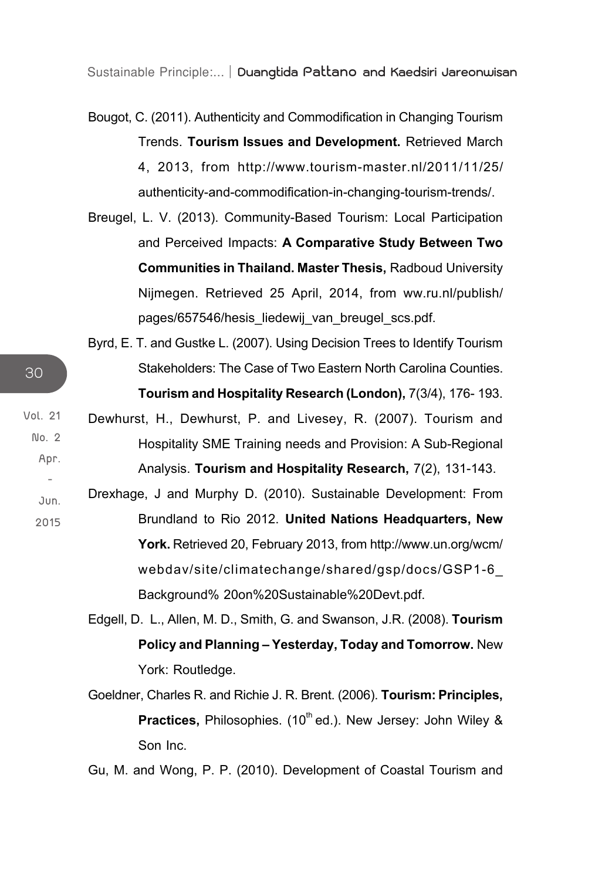Bougot, C. (2011). Authenticity and Commodification in Changing Tourism Trends. **Tourism Issues and Development.** Retrieved March 4, 2013, from http://www.tourism-master.nl/2011/11/25/authenticity-and-commodification-in-changing-tourism-trends/.

Breugel, L. V. (2013). Community-Based Tourism: Local Participation and Perceived Impacts: **A Comparative Study Between Two Communities in Thailand. Master Thesis,** Radboud University Nijmegen. Retrieved 25 April, 2014, from ww.ru.nl/publish/pages/657546/hesis_liedewij_van_breugel_scs.pdf.

Byrd, E. T. and Gustke L. (2007). Using Decision Trees to Identify Tourism Stakeholders: The Case of Two Eastern North Carolina Counties. **Tourism and Hospitality Research (London),** 7(3/4), 176- 193.

Dewhurst, H., Dewhurst, P. and Livesey, R. (2007). Tourism and Hospitality SME Training needs and Provision: A Sub-Regional Analysis. **Tourism and Hospitality Research,** 7(2), 131-143.

Drexhage, J and Murphy D. (2010). Sustainable Development: From Brundland to Rio 2012. **United Nations Headquarters, New York.** Retrieved 20, February 2013, from http://www.un.org/wcm/webdav/site/climatechange/shared/gsp/docs/GSP1-6_Background% 20on%20Sustainable%20Devt.pdf.

Edgell, D. L., Allen, M. D., Smith, G. and Swanson, J.R. (2008). **Tourism Policy and Planning – Yesterday, Today and Tomorrow.** New York: Routledge.

Goeldner, Charles R. and Richie J. R. Brent. (2006). **Tourism: Principles, Practices,** Philosophies. (10th ed.). New Jersey: John Wiley & Son Inc.

Gu, M. and Wong, P. P. (2010). Development of Coastal Tourism and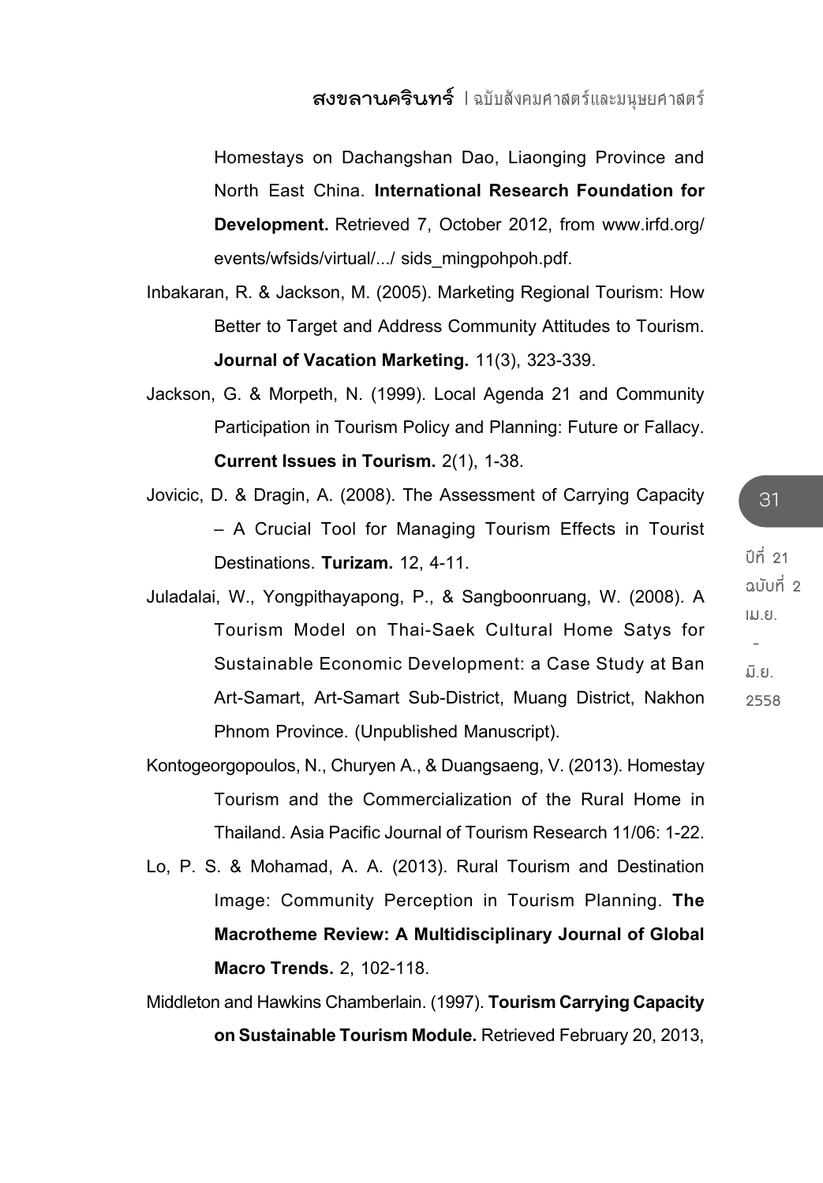Homestays on Dachangshan Dao, Liaonging Province and North East China. **International Research Foundation for Development.** Retrieved 7, October 2012, from www.irfd.org/events/wfsids/virtual/.../ sids_mingpohpoh.pdf.

Inbakaran, R. & Jackson, M. (2005). Marketing Regional Tourism: How Better to Target and Address Community Attitudes to Tourism. **Journal of Vacation Marketing.** 11(3), 323-339.

Jackson, G. & Morpeth, N. (1999). Local Agenda 21 and Community Participation in Tourism Policy and Planning: Future or Fallacy. **Current Issues in Tourism.** 2(1), 1-38.

Jovicic, D. & Dragin, A. (2008). The Assessment of Carrying Capacity – A Crucial Tool for Managing Tourism Effects in Tourist Destinations. **Turizam.** 12, 4-11.

Juladalai, W., Yongpithayapong, P., & Sangboonruang, W. (2008). A Tourism Model on Thai-Saek Cultural Home Satys for Sustainable Economic Development: a Case Study at Ban Art-Samart, Art-Samart Sub-District, Muang District, Nakhon Phnom Province. (Unpublished Manuscript).

Kontogeorgopoulos, N., Churyen A., & Duangsaeng, V. (2013). Homestay Tourism and the Commercialization of the Rural Home in Thailand. Asia Pacific Journal of Tourism Research 11/06: 1-22.

Lo, P. S. & Mohamad, A. A. (2013). Rural Tourism and Destination Image: Community Perception in Tourism Planning. **The Macrotheme Review: A Multidisciplinary Journal of Global Macro Trends.** 2, 102-118.

Middleton and Hawkins Chamberlain. (1997). **Tourism Carrying Capacity on Sustainable Tourism Module.** Retrieved February 20, 2013,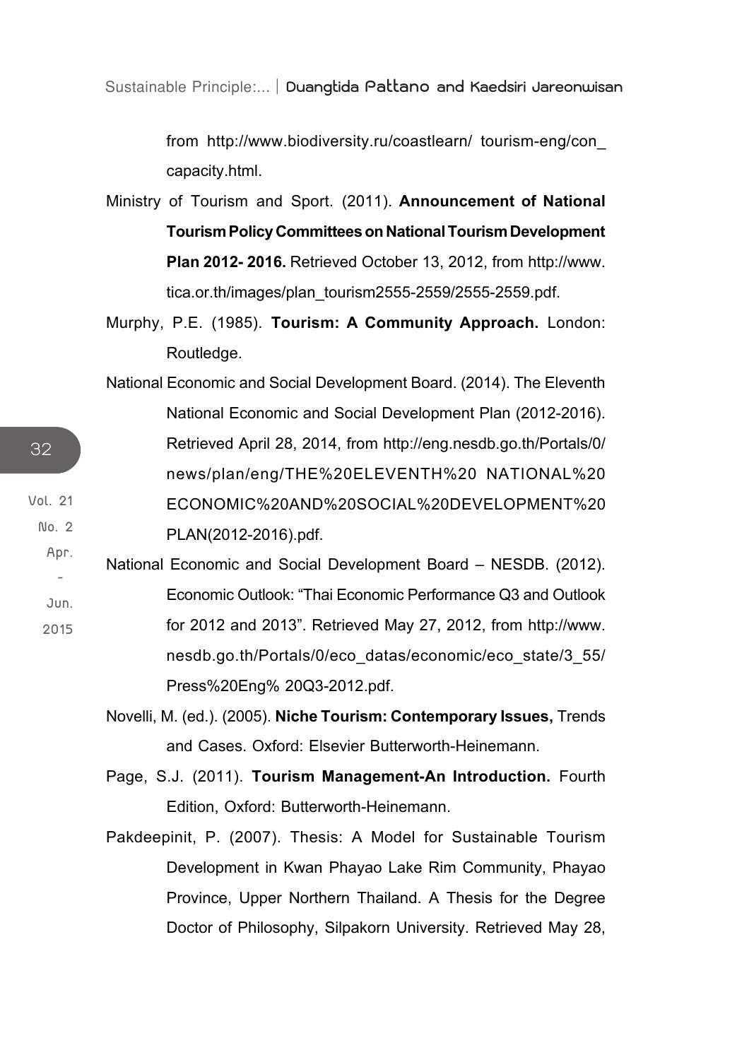from http://www.biodiversity.ru/coastlearn/ tourism-eng/con_capacity.html.

Ministry of Tourism and Sport. (2011). **Announcement of National Tourism Policy Committees on National Tourism Development Plan 2012- 2016.** Retrieved October 13, 2012, from http://www.tica.or.th/images/plan_tourism2555-2559/2555-2559.pdf.

Murphy, P.E. (1985). **Tourism: A Community Approach.** London: Routledge.

National Economic and Social Development Board. (2014). The Eleventh National Economic and Social Development Plan (2012-2016). Retrieved April 28, 2014, from http://eng.nesdb.go.th/Portals/0/news/plan/eng/THE%20ELEVENTH%20 NATIONAL%20ECONOMIC%20AND%20SOCIAL%20DEVELOPMENT%20PLAN(2012-2016).pdf.

National Economic and Social Development Board – NESDB. (2012). Economic Outlook: "Thai Economic Performance Q3 and Outlook for 2012 and 2013". Retrieved May 27, 2012, from http://www.nesdb.go.th/Portals/0/eco_datas/economic/eco_state/3_55/Press%20Eng% 20Q3-2012.pdf.

Novelli, M. (ed.). (2005). **Niche Tourism: Contemporary Issues,** Trends and Cases. Oxford: Elsevier Butterworth-Heinemann.

Page, S.J. (2011). **Tourism Management-An Introduction.** Fourth Edition, Oxford: Butterworth-Heinemann.

Pakdeepinit, P. (2007). Thesis: A Model for Sustainable Tourism Development in Kwan Phayao Lake Rim Community, Phayao Province, Upper Northern Thailand. A Thesis for the Degree Doctor of Philosophy, Silpakorn University. Retrieved May 28,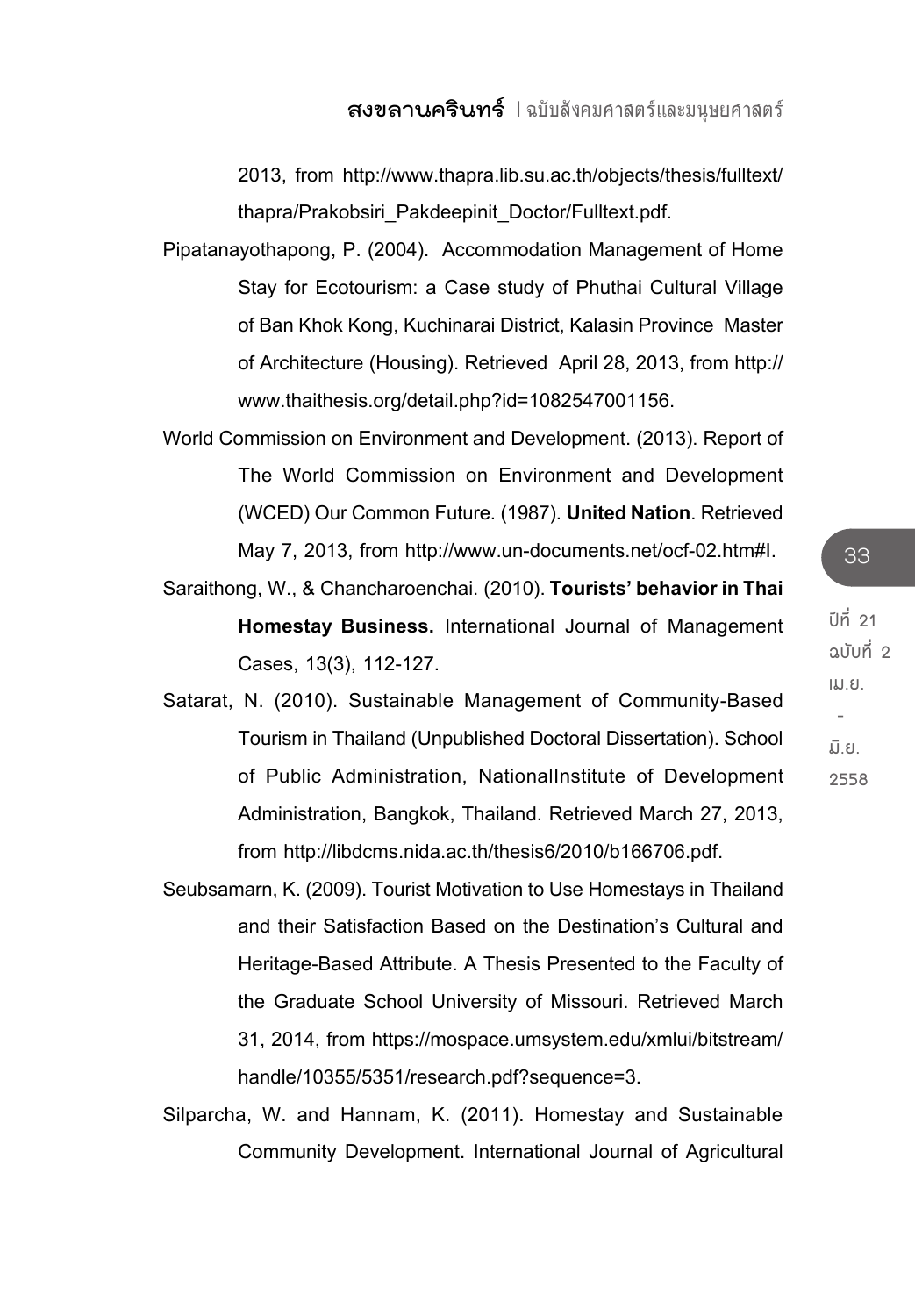2013, from http://www.thapra.lib.su.ac.th/objects/thesis/fulltext/thapra/Prakobsiri_Pakdeepinit_Doctor/Fulltext.pdf.

Pipatanayothapong, P. (2004). Accommodation Management of Home Stay for Ecotourism: a Case study of Phuthai Cultural Village of Ban Khok Kong, Kuchinarai District, Kalasin Province Master of Architecture (Housing). Retrieved April 28, 2013, from http://www.thaithesis.org/detail.php?id=1082547001156.

World Commission on Environment and Development. (2013). Report of The World Commission on Environment and Development (WCED) Our Common Future. (1987). **United Nation**. Retrieved May 7, 2013, from http://www.un-documents.net/ocf-02.htm#I.

Saraithong, W., & Chancharoenchai. (2010). **Tourists' behavior in Thai Homestay Business.** International Journal of Management Cases, 13(3), 112-127.

Satarat, N. (2010). Sustainable Management of Community-Based Tourism in Thailand (Unpublished Doctoral Dissertation). School of Public Administration, NationalInstitute of Development Administration, Bangkok, Thailand. Retrieved March 27, 2013, from http://libdcms.nida.ac.th/thesis6/2010/b166706.pdf.

Seubsamarn, K. (2009). Tourist Motivation to Use Homestays in Thailand and their Satisfaction Based on the Destination's Cultural and Heritage-Based Attribute. A Thesis Presented to the Faculty of the Graduate School University of Missouri. Retrieved March 31, 2014, from https://mospace.umsystem.edu/xmlui/bitstream/handle/10355/5351/research.pdf?sequence=3.

Silparcha, W. and Hannam, K. (2011). Homestay and Sustainable Community Development. International Journal of Agricultural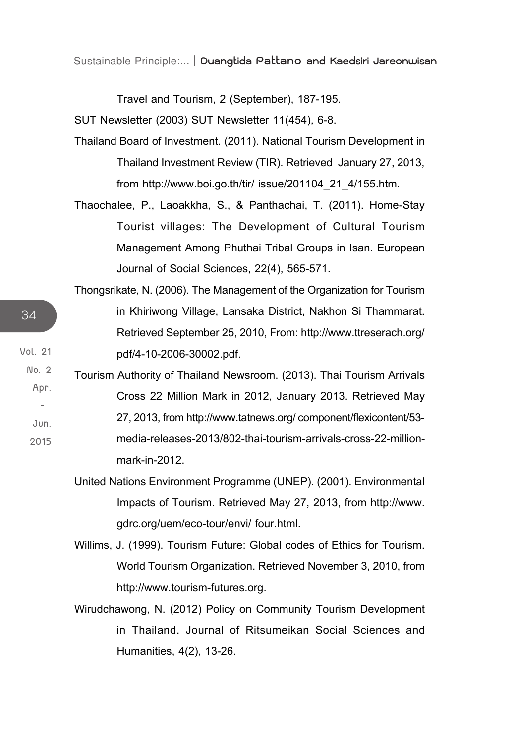Travel and Tourism, 2 (September), 187-195.

SUT Newsletter (2003) SUT Newsletter 11(454), 6-8.

Thailand Board of Investment. (2011). National Tourism Development in Thailand Investment Review (TIR). Retrieved January 27, 2013, from http://www.boi.go.th/tir/ issue/201104_21_4/155.htm.

Thaochalee, P., Laoakkha, S., & Panthachai, T. (2011). Home-Stay Tourist villages: The Development of Cultural Tourism Management Among Phuthai Tribal Groups in Isan. European Journal of Social Sciences, 22(4), 565-571.

Thongsrikate, N. (2006). The Management of the Organization for Tourism in Khiriwong Village, Lansaka District, Nakhon Si Thammarat. Retrieved September 25, 2010, From: http://www.ttreserach.org/pdf/4-10-2006-30002.pdf.

Tourism Authority of Thailand Newsroom. (2013). Thai Tourism Arrivals Cross 22 Million Mark in 2012, January 2013. Retrieved May 27, 2013, from http://www.tatnews.org/ component/flexicontent/53-media-releases-2013/802-thai-tourism-arrivals-cross-22-million-mark-in-2012.

United Nations Environment Programme (UNEP). (2001). Environmental Impacts of Tourism. Retrieved May 27, 2013, from http://www.gdrc.org/uem/eco-tour/envi/ four.html.

Willims, J. (1999). Tourism Future: Global codes of Ethics for Tourism. World Tourism Organization. Retrieved November 3, 2010, from http://www.tourism-futures.org.

Wirudchawong, N. (2012) Policy on Community Tourism Development in Thailand. Journal of Ritsumeikan Social Sciences and Humanities, 4(2), 13-26.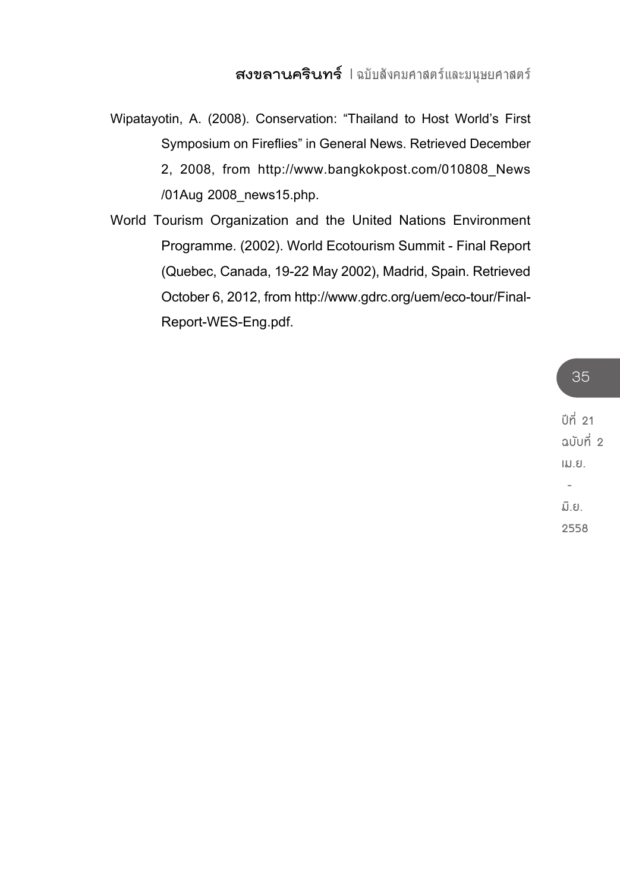Wipatayotin, A. (2008). Conservation: "Thailand to Host World's First Symposium on Fireflies" in General News. Retrieved December 2, 2008, from http://www.bangkokpost.com/010808_News/01Aug 2008_news15.php.

World Tourism Organization and the United Nations Environment Programme. (2002). World Ecotourism Summit - Final Report (Quebec, Canada, 19-22 May 2002), Madrid, Spain. Retrieved October 6, 2012, from http://www.gdrc.org/uem/eco-tour/Final-Report-WES-Eng.pdf.